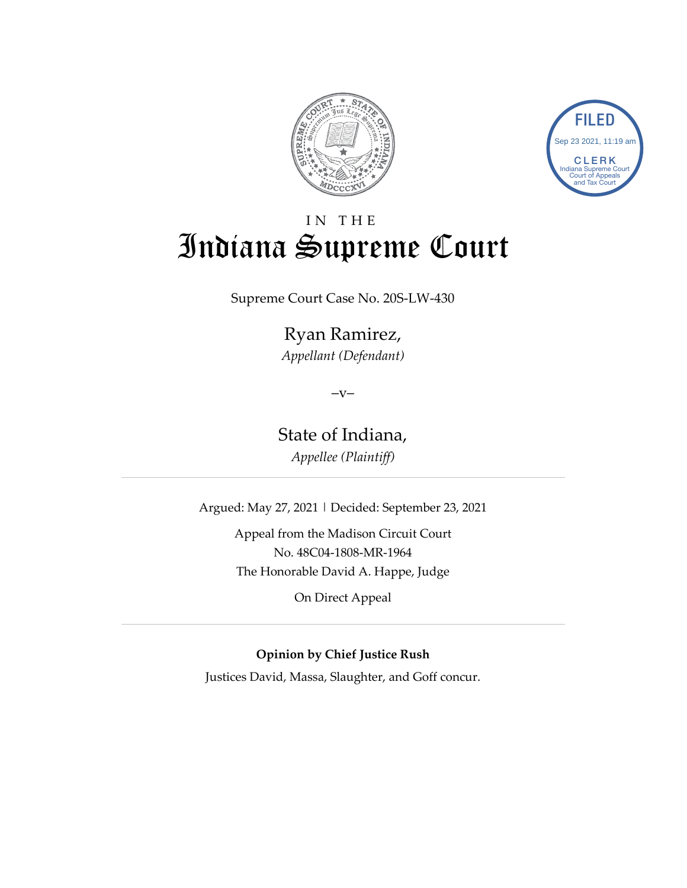FILED
Sep 23 2021, 11:19 am
CLERK
Indiana Supreme Court
Court of Appeals
and Tax Court

IN THE

# Indiana Supreme Court

Supreme Court Case No. 20S-LW-430

## Ryan Ramirez,

*Appellant (Defendant)*

–v–

## State of Indiana,

*Appellee (Plaintiff)*

---

Argued: May 27, 2021 | Decided: September 23, 2021

Appeal from the Madison Circuit Court
No. 48C04-1808-MR-1964
The Honorable David A. Happe, Judge

On Direct Appeal

---

**Opinion by Chief Justice Rush**

Justices David, Massa, Slaughter, and Goff concur.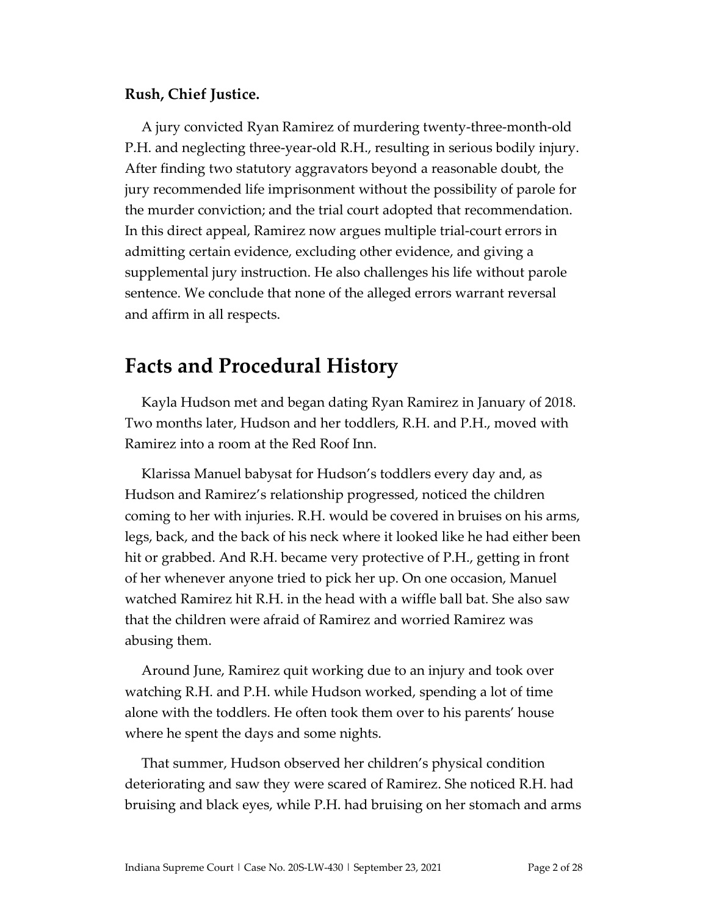**Rush, Chief Justice.**

A jury convicted Ryan Ramirez of murdering twenty-three-month-old P.H. and neglecting three-year-old R.H., resulting in serious bodily injury. After finding two statutory aggravators beyond a reasonable doubt, the jury recommended life imprisonment without the possibility of parole for the murder conviction; and the trial court adopted that recommendation. In this direct appeal, Ramirez now argues multiple trial-court errors in admitting certain evidence, excluding other evidence, and giving a supplemental jury instruction. He also challenges his life without parole sentence. We conclude that none of the alleged errors warrant reversal and affirm in all respects.

# Facts and Procedural History

Kayla Hudson met and began dating Ryan Ramirez in January of 2018. Two months later, Hudson and her toddlers, R.H. and P.H., moved with Ramirez into a room at the Red Roof Inn.

Klarissa Manuel babysat for Hudson's toddlers every day and, as Hudson and Ramirez's relationship progressed, noticed the children coming to her with injuries. R.H. would be covered in bruises on his arms, legs, back, and the back of his neck where it looked like he had either been hit or grabbed. And R.H. became very protective of P.H., getting in front of her whenever anyone tried to pick her up. On one occasion, Manuel watched Ramirez hit R.H. in the head with a wiffle ball bat. She also saw that the children were afraid of Ramirez and worried Ramirez was abusing them.

Around June, Ramirez quit working due to an injury and took over watching R.H. and P.H. while Hudson worked, spending a lot of time alone with the toddlers. He often took them over to his parents' house where he spent the days and some nights.

That summer, Hudson observed her children's physical condition deteriorating and saw they were scared of Ramirez. She noticed R.H. had bruising and black eyes, while P.H. had bruising on her stomach and arms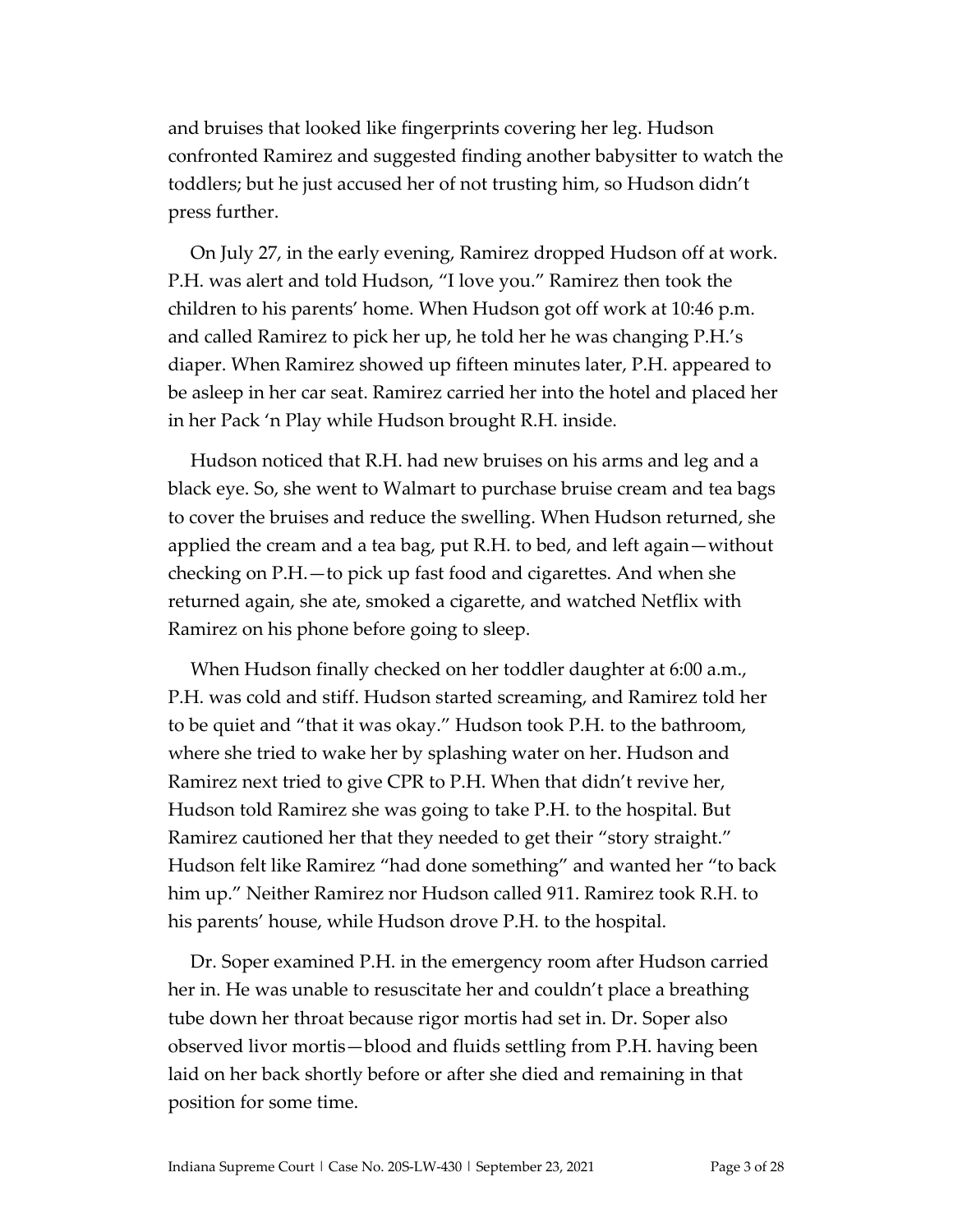and bruises that looked like fingerprints covering her leg. Hudson confronted Ramirez and suggested finding another babysitter to watch the toddlers; but he just accused her of not trusting him, so Hudson didn't press further.

On July 27, in the early evening, Ramirez dropped Hudson off at work. P.H. was alert and told Hudson, "I love you." Ramirez then took the children to his parents' home. When Hudson got off work at 10:46 p.m. and called Ramirez to pick her up, he told her he was changing P.H.'s diaper. When Ramirez showed up fifteen minutes later, P.H. appeared to be asleep in her car seat. Ramirez carried her into the hotel and placed her in her Pack 'n Play while Hudson brought R.H. inside.

Hudson noticed that R.H. had new bruises on his arms and leg and a black eye. So, she went to Walmart to purchase bruise cream and tea bags to cover the bruises and reduce the swelling. When Hudson returned, she applied the cream and a tea bag, put R.H. to bed, and left again—without checking on P.H.—to pick up fast food and cigarettes. And when she returned again, she ate, smoked a cigarette, and watched Netflix with Ramirez on his phone before going to sleep.

When Hudson finally checked on her toddler daughter at 6:00 a.m., P.H. was cold and stiff. Hudson started screaming, and Ramirez told her to be quiet and "that it was okay." Hudson took P.H. to the bathroom, where she tried to wake her by splashing water on her. Hudson and Ramirez next tried to give CPR to P.H. When that didn't revive her, Hudson told Ramirez she was going to take P.H. to the hospital. But Ramirez cautioned her that they needed to get their "story straight." Hudson felt like Ramirez "had done something" and wanted her "to back him up." Neither Ramirez nor Hudson called 911. Ramirez took R.H. to his parents' house, while Hudson drove P.H. to the hospital.

Dr. Soper examined P.H. in the emergency room after Hudson carried her in. He was unable to resuscitate her and couldn't place a breathing tube down her throat because rigor mortis had set in. Dr. Soper also observed livor mortis—blood and fluids settling from P.H. having been laid on her back shortly before or after she died and remaining in that position for some time.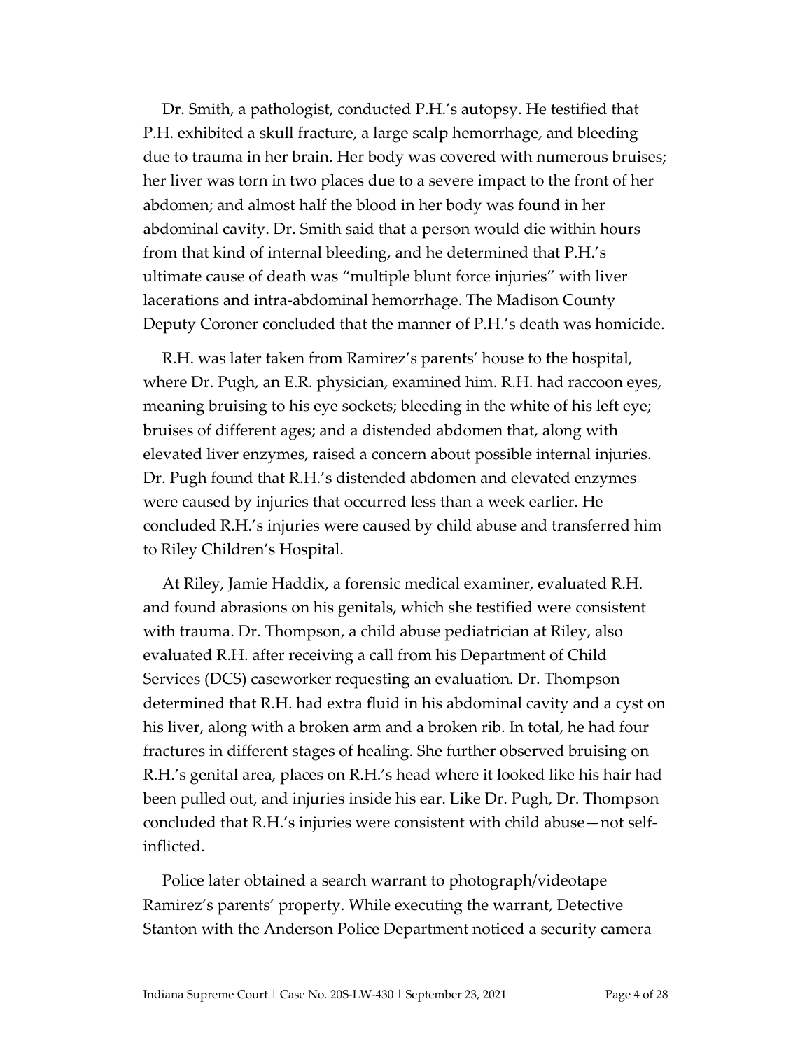Dr. Smith, a pathologist, conducted P.H.'s autopsy. He testified that P.H. exhibited a skull fracture, a large scalp hemorrhage, and bleeding due to trauma in her brain. Her body was covered with numerous bruises; her liver was torn in two places due to a severe impact to the front of her abdomen; and almost half the blood in her body was found in her abdominal cavity. Dr. Smith said that a person would die within hours from that kind of internal bleeding, and he determined that P.H.'s ultimate cause of death was "multiple blunt force injuries" with liver lacerations and intra-abdominal hemorrhage. The Madison County Deputy Coroner concluded that the manner of P.H.'s death was homicide.

R.H. was later taken from Ramirez's parents' house to the hospital, where Dr. Pugh, an E.R. physician, examined him. R.H. had raccoon eyes, meaning bruising to his eye sockets; bleeding in the white of his left eye; bruises of different ages; and a distended abdomen that, along with elevated liver enzymes, raised a concern about possible internal injuries. Dr. Pugh found that R.H.'s distended abdomen and elevated enzymes were caused by injuries that occurred less than a week earlier. He concluded R.H.'s injuries were caused by child abuse and transferred him to Riley Children's Hospital.

At Riley, Jamie Haddix, a forensic medical examiner, evaluated R.H. and found abrasions on his genitals, which she testified were consistent with trauma. Dr. Thompson, a child abuse pediatrician at Riley, also evaluated R.H. after receiving a call from his Department of Child Services (DCS) caseworker requesting an evaluation. Dr. Thompson determined that R.H. had extra fluid in his abdominal cavity and a cyst on his liver, along with a broken arm and a broken rib. In total, he had four fractures in different stages of healing. She further observed bruising on R.H.'s genital area, places on R.H.'s head where it looked like his hair had been pulled out, and injuries inside his ear. Like Dr. Pugh, Dr. Thompson concluded that R.H.'s injuries were consistent with child abuse—not self-inflicted.

Police later obtained a search warrant to photograph/videotape Ramirez's parents' property. While executing the warrant, Detective Stanton with the Anderson Police Department noticed a security camera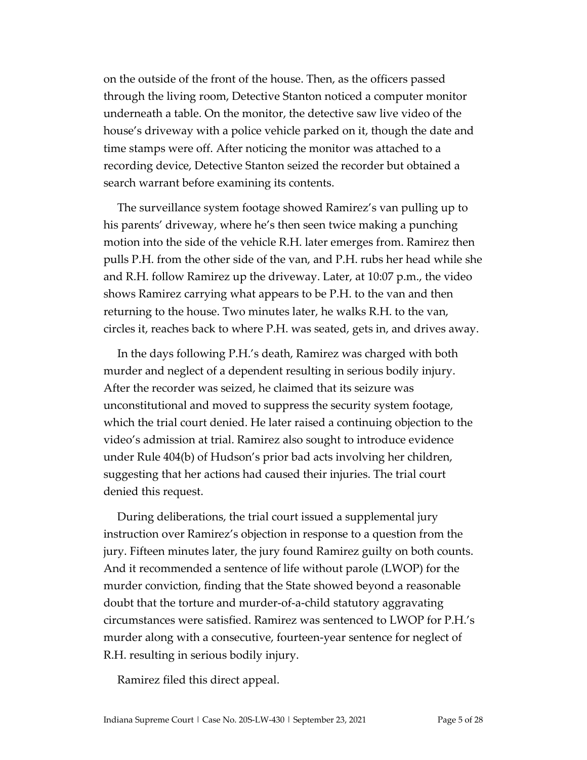on the outside of the front of the house. Then, as the officers passed through the living room, Detective Stanton noticed a computer monitor underneath a table. On the monitor, the detective saw live video of the house's driveway with a police vehicle parked on it, though the date and time stamps were off. After noticing the monitor was attached to a recording device, Detective Stanton seized the recorder but obtained a search warrant before examining its contents.

The surveillance system footage showed Ramirez's van pulling up to his parents' driveway, where he's then seen twice making a punching motion into the side of the vehicle R.H. later emerges from. Ramirez then pulls P.H. from the other side of the van, and P.H. rubs her head while she and R.H. follow Ramirez up the driveway. Later, at 10:07 p.m., the video shows Ramirez carrying what appears to be P.H. to the van and then returning to the house. Two minutes later, he walks R.H. to the van, circles it, reaches back to where P.H. was seated, gets in, and drives away.

In the days following P.H.'s death, Ramirez was charged with both murder and neglect of a dependent resulting in serious bodily injury. After the recorder was seized, he claimed that its seizure was unconstitutional and moved to suppress the security system footage, which the trial court denied. He later raised a continuing objection to the video's admission at trial. Ramirez also sought to introduce evidence under Rule 404(b) of Hudson's prior bad acts involving her children, suggesting that her actions had caused their injuries. The trial court denied this request.

During deliberations, the trial court issued a supplemental jury instruction over Ramirez's objection in response to a question from the jury. Fifteen minutes later, the jury found Ramirez guilty on both counts. And it recommended a sentence of life without parole (LWOP) for the murder conviction, finding that the State showed beyond a reasonable doubt that the torture and murder-of-a-child statutory aggravating circumstances were satisfied. Ramirez was sentenced to LWOP for P.H.'s murder along with a consecutive, fourteen-year sentence for neglect of R.H. resulting in serious bodily injury.

Ramirez filed this direct appeal.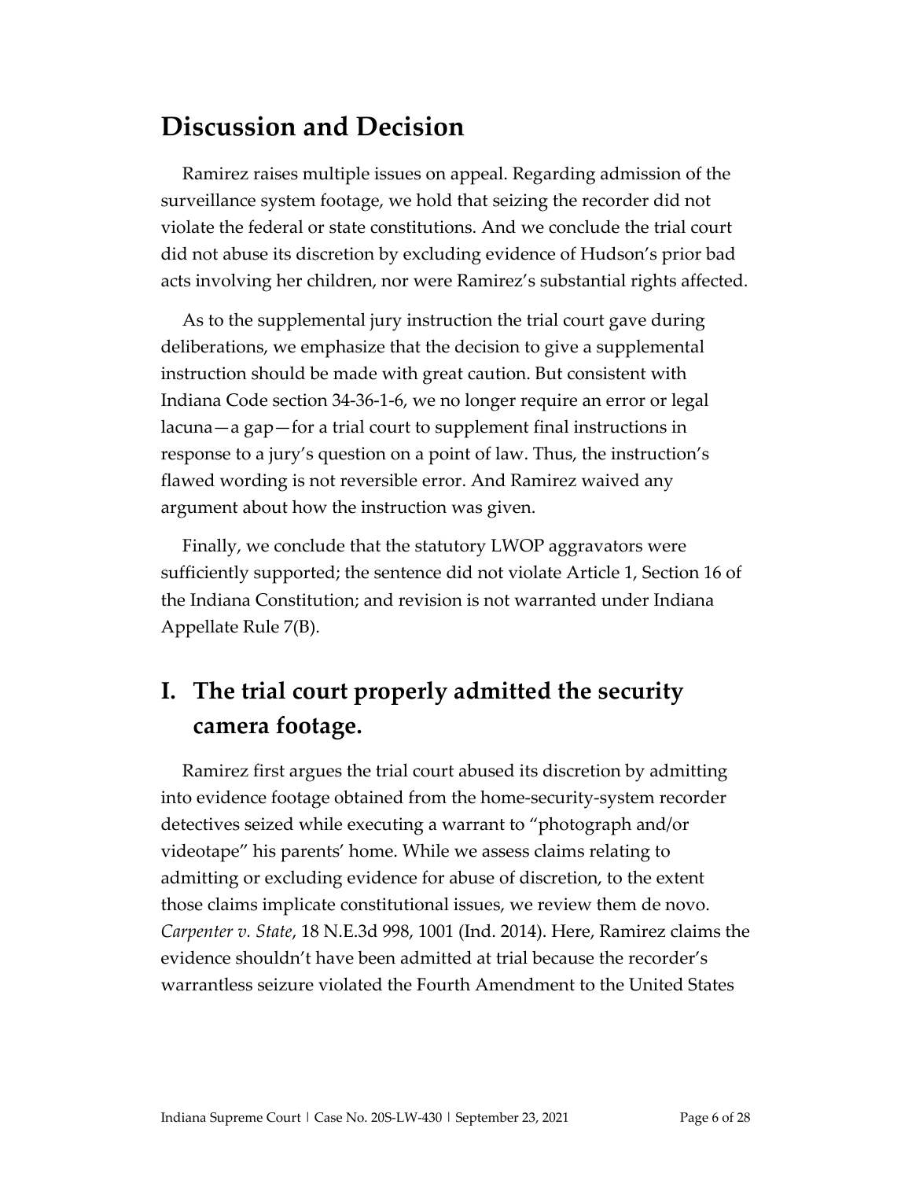## Discussion and Decision

Ramirez raises multiple issues on appeal. Regarding admission of the surveillance system footage, we hold that seizing the recorder did not violate the federal or state constitutions. And we conclude the trial court did not abuse its discretion by excluding evidence of Hudson's prior bad acts involving her children, nor were Ramirez's substantial rights affected.

As to the supplemental jury instruction the trial court gave during deliberations, we emphasize that the decision to give a supplemental instruction should be made with great caution. But consistent with Indiana Code section 34-36-1-6, we no longer require an error or legal lacuna—a gap—for a trial court to supplement final instructions in response to a jury's question on a point of law. Thus, the instruction's flawed wording is not reversible error. And Ramirez waived any argument about how the instruction was given.

Finally, we conclude that the statutory LWOP aggravators were sufficiently supported; the sentence did not violate Article 1, Section 16 of the Indiana Constitution; and revision is not warranted under Indiana Appellate Rule 7(B).

## I. The trial court properly admitted the security camera footage.

Ramirez first argues the trial court abused its discretion by admitting into evidence footage obtained from the home-security-system recorder detectives seized while executing a warrant to "photograph and/or videotape" his parents' home. While we assess claims relating to admitting or excluding evidence for abuse of discretion, to the extent those claims implicate constitutional issues, we review them de novo. *Carpenter v. State*, 18 N.E.3d 998, 1001 (Ind. 2014). Here, Ramirez claims the evidence shouldn't have been admitted at trial because the recorder's warrantless seizure violated the Fourth Amendment to the United States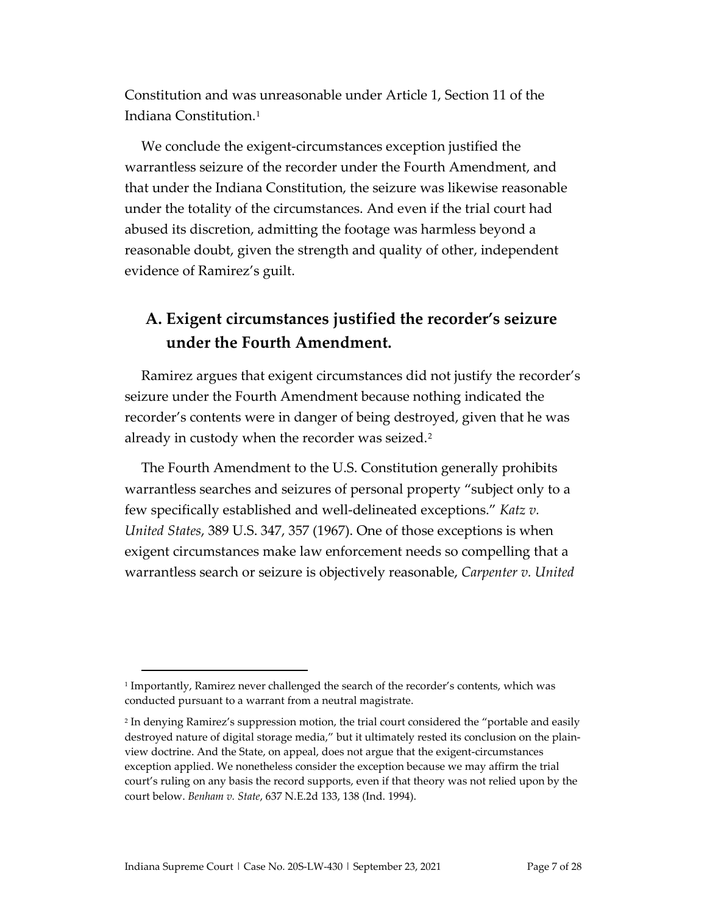Constitution and was unreasonable under Article 1, Section 11 of the Indiana Constitution.[1]

We conclude the exigent-circumstances exception justified the warrantless seizure of the recorder under the Fourth Amendment, and that under the Indiana Constitution, the seizure was likewise reasonable under the totality of the circumstances. And even if the trial court had abused its discretion, admitting the footage was harmless beyond a reasonable doubt, given the strength and quality of other, independent evidence of Ramirez's guilt.

## A. Exigent circumstances justified the recorder's seizure under the Fourth Amendment.

Ramirez argues that exigent circumstances did not justify the recorder's seizure under the Fourth Amendment because nothing indicated the recorder's contents were in danger of being destroyed, given that he was already in custody when the recorder was seized.[2]

The Fourth Amendment to the U.S. Constitution generally prohibits warrantless searches and seizures of personal property "subject only to a few specifically established and well-delineated exceptions." *Katz v. United States*, 389 U.S. 347, 357 (1967). One of those exceptions is when exigent circumstances make law enforcement needs so compelling that a warrantless search or seizure is objectively reasonable, *Carpenter v. United*

---

[1] Importantly, Ramirez never challenged the search of the recorder's contents, which was conducted pursuant to a warrant from a neutral magistrate.

[2] In denying Ramirez's suppression motion, the trial court considered the "portable and easily destroyed nature of digital storage media," but it ultimately rested its conclusion on the plain-view doctrine. And the State, on appeal, does not argue that the exigent-circumstances exception applied. We nonetheless consider the exception because we may affirm the trial court's ruling on any basis the record supports, even if that theory was not relied upon by the court below. *Benham v. State*, 637 N.E.2d 133, 138 (Ind. 1994).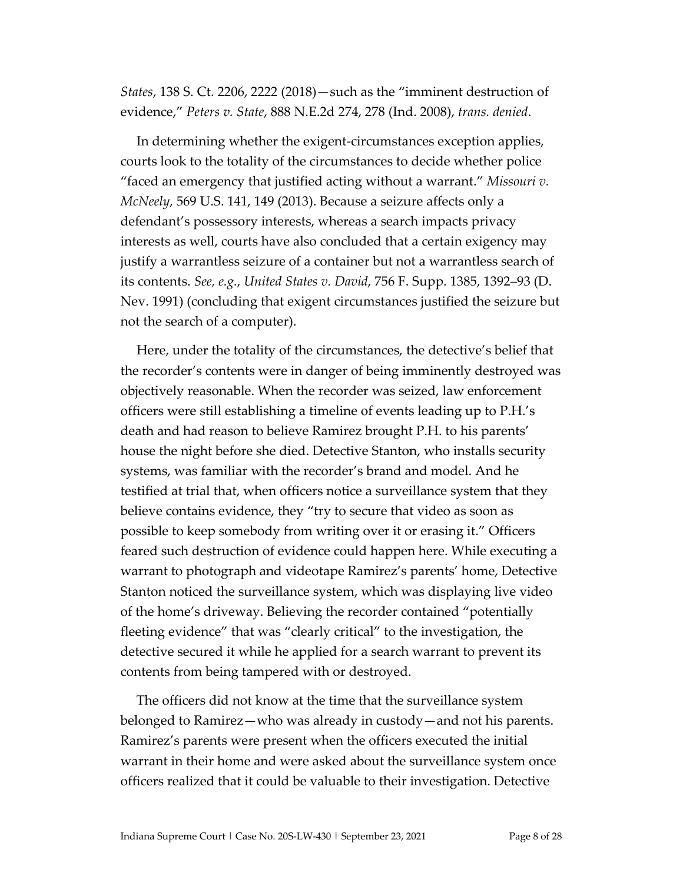*States*, 138 S. Ct. 2206, 2222 (2018)—such as the "imminent destruction of evidence," *Peters v. State*, 888 N.E.2d 274, 278 (Ind. 2008), *trans. denied*.

In determining whether the exigent-circumstances exception applies, courts look to the totality of the circumstances to decide whether police "faced an emergency that justified acting without a warrant." *Missouri v. McNeely*, 569 U.S. 141, 149 (2013). Because a seizure affects only a defendant's possessory interests, whereas a search impacts privacy interests as well, courts have also concluded that a certain exigency may justify a warrantless seizure of a container but not a warrantless search of its contents. *See, e.g.*, *United States v. David*, 756 F. Supp. 1385, 1392–93 (D. Nev. 1991) (concluding that exigent circumstances justified the seizure but not the search of a computer).

Here, under the totality of the circumstances, the detective's belief that the recorder's contents were in danger of being imminently destroyed was objectively reasonable. When the recorder was seized, law enforcement officers were still establishing a timeline of events leading up to P.H.'s death and had reason to believe Ramirez brought P.H. to his parents' house the night before she died. Detective Stanton, who installs security systems, was familiar with the recorder's brand and model. And he testified at trial that, when officers notice a surveillance system that they believe contains evidence, they "try to secure that video as soon as possible to keep somebody from writing over it or erasing it." Officers feared such destruction of evidence could happen here. While executing a warrant to photograph and videotape Ramirez's parents' home, Detective Stanton noticed the surveillance system, which was displaying live video of the home's driveway. Believing the recorder contained "potentially fleeting evidence" that was "clearly critical" to the investigation, the detective secured it while he applied for a search warrant to prevent its contents from being tampered with or destroyed.

The officers did not know at the time that the surveillance system belonged to Ramirez—who was already in custody—and not his parents. Ramirez's parents were present when the officers executed the initial warrant in their home and were asked about the surveillance system once officers realized that it could be valuable to their investigation. Detective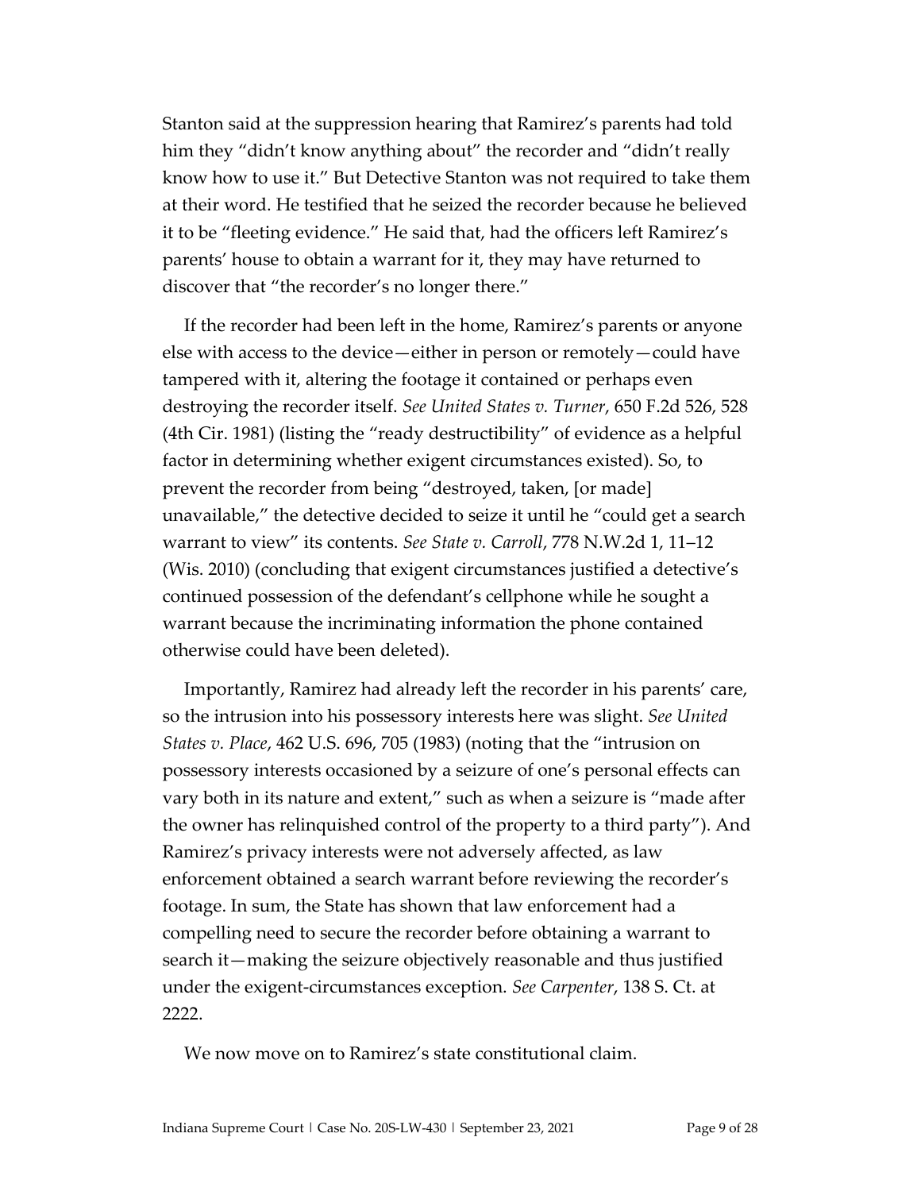Stanton said at the suppression hearing that Ramirez's parents had told him they "didn't know anything about" the recorder and "didn't really know how to use it." But Detective Stanton was not required to take them at their word. He testified that he seized the recorder because he believed it to be "fleeting evidence." He said that, had the officers left Ramirez's parents' house to obtain a warrant for it, they may have returned to discover that "the recorder's no longer there."

If the recorder had been left in the home, Ramirez's parents or anyone else with access to the device—either in person or remotely—could have tampered with it, altering the footage it contained or perhaps even destroying the recorder itself. *See United States v. Turner*, 650 F.2d 526, 528 (4th Cir. 1981) (listing the "ready destructibility" of evidence as a helpful factor in determining whether exigent circumstances existed). So, to prevent the recorder from being "destroyed, taken, [or made] unavailable," the detective decided to seize it until he "could get a search warrant to view" its contents. *See State v. Carroll*, 778 N.W.2d 1, 11–12 (Wis. 2010) (concluding that exigent circumstances justified a detective's continued possession of the defendant's cellphone while he sought a warrant because the incriminating information the phone contained otherwise could have been deleted).

Importantly, Ramirez had already left the recorder in his parents' care, so the intrusion into his possessory interests here was slight. *See United States v. Place*, 462 U.S. 696, 705 (1983) (noting that the "intrusion on possessory interests occasioned by a seizure of one's personal effects can vary both in its nature and extent," such as when a seizure is "made after the owner has relinquished control of the property to a third party"). And Ramirez's privacy interests were not adversely affected, as law enforcement obtained a search warrant before reviewing the recorder's footage. In sum, the State has shown that law enforcement had a compelling need to secure the recorder before obtaining a warrant to search it—making the seizure objectively reasonable and thus justified under the exigent-circumstances exception. *See Carpenter*, 138 S. Ct. at 2222.

We now move on to Ramirez's state constitutional claim.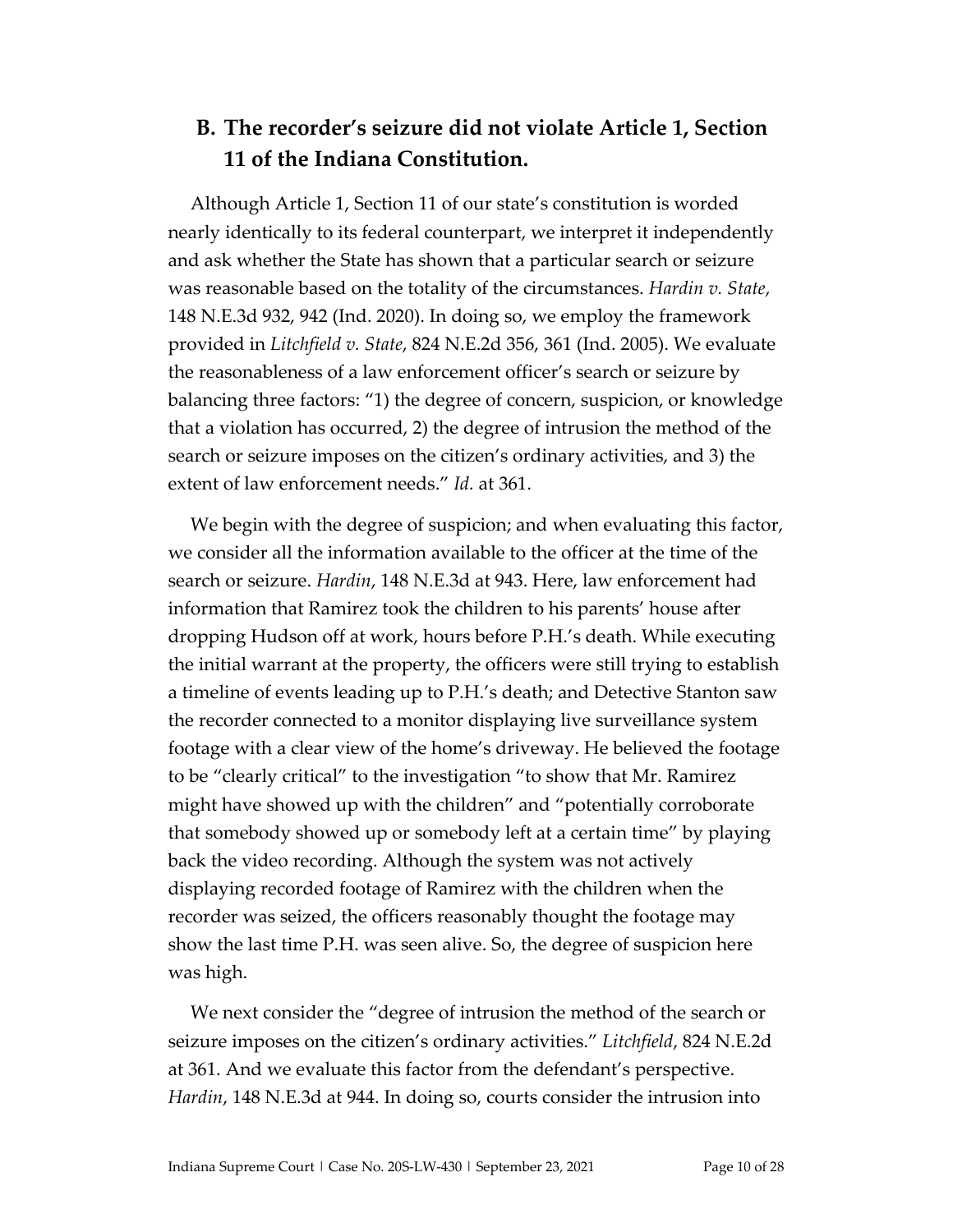## B. The recorder's seizure did not violate Article 1, Section 11 of the Indiana Constitution.

Although Article 1, Section 11 of our state's constitution is worded nearly identically to its federal counterpart, we interpret it independently and ask whether the State has shown that a particular search or seizure was reasonable based on the totality of the circumstances. *Hardin v. State*, 148 N.E.3d 932, 942 (Ind. 2020). In doing so, we employ the framework provided in *Litchfield v. State*, 824 N.E.2d 356, 361 (Ind. 2005). We evaluate the reasonableness of a law enforcement officer's search or seizure by balancing three factors: "1) the degree of concern, suspicion, or knowledge that a violation has occurred, 2) the degree of intrusion the method of the search or seizure imposes on the citizen's ordinary activities, and 3) the extent of law enforcement needs." *Id.* at 361.

We begin with the degree of suspicion; and when evaluating this factor, we consider all the information available to the officer at the time of the search or seizure. *Hardin*, 148 N.E.3d at 943. Here, law enforcement had information that Ramirez took the children to his parents' house after dropping Hudson off at work, hours before P.H.'s death. While executing the initial warrant at the property, the officers were still trying to establish a timeline of events leading up to P.H.'s death; and Detective Stanton saw the recorder connected to a monitor displaying live surveillance system footage with a clear view of the home's driveway. He believed the footage to be "clearly critical" to the investigation "to show that Mr. Ramirez might have showed up with the children" and "potentially corroborate that somebody showed up or somebody left at a certain time" by playing back the video recording. Although the system was not actively displaying recorded footage of Ramirez with the children when the recorder was seized, the officers reasonably thought the footage may show the last time P.H. was seen alive. So, the degree of suspicion here was high.

We next consider the "degree of intrusion the method of the search or seizure imposes on the citizen's ordinary activities." *Litchfield*, 824 N.E.2d at 361. And we evaluate this factor from the defendant's perspective. *Hardin*, 148 N.E.3d at 944. In doing so, courts consider the intrusion into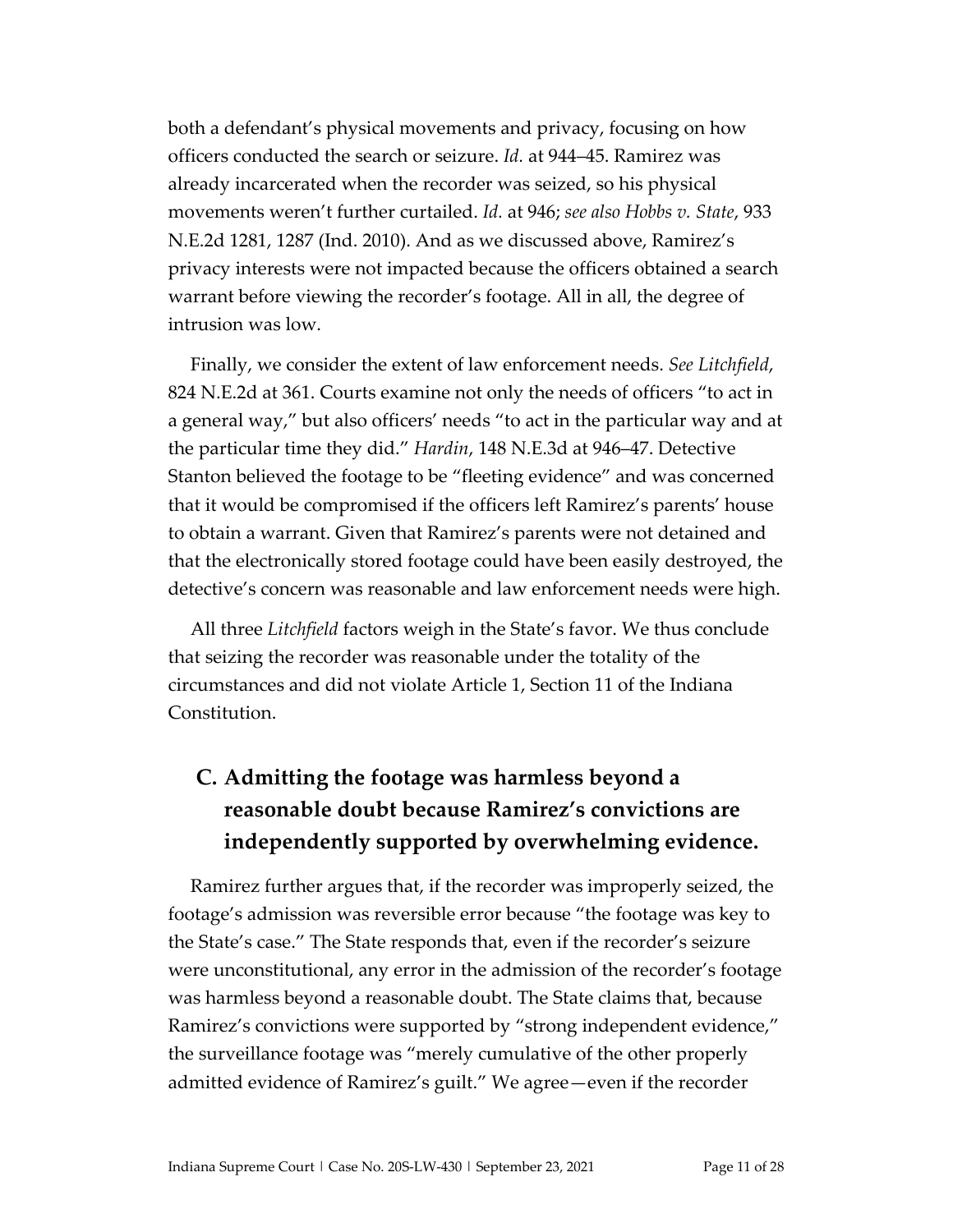both a defendant's physical movements and privacy, focusing on how officers conducted the search or seizure. *Id.* at 944–45. Ramirez was already incarcerated when the recorder was seized, so his physical movements weren't further curtailed. *Id.* at 946; *see also Hobbs v. State*, 933 N.E.2d 1281, 1287 (Ind. 2010). And as we discussed above, Ramirez's privacy interests were not impacted because the officers obtained a search warrant before viewing the recorder's footage. All in all, the degree of intrusion was low.

Finally, we consider the extent of law enforcement needs. *See Litchfield*, 824 N.E.2d at 361. Courts examine not only the needs of officers "to act in a general way," but also officers' needs "to act in the particular way and at the particular time they did." *Hardin*, 148 N.E.3d at 946–47. Detective Stanton believed the footage to be "fleeting evidence" and was concerned that it would be compromised if the officers left Ramirez's parents' house to obtain a warrant. Given that Ramirez's parents were not detained and that the electronically stored footage could have been easily destroyed, the detective's concern was reasonable and law enforcement needs were high.

All three *Litchfield* factors weigh in the State's favor. We thus conclude that seizing the recorder was reasonable under the totality of the circumstances and did not violate Article 1, Section 11 of the Indiana Constitution.

### C. Admitting the footage was harmless beyond a reasonable doubt because Ramirez's convictions are independently supported by overwhelming evidence.

Ramirez further argues that, if the recorder was improperly seized, the footage's admission was reversible error because "the footage was key to the State's case." The State responds that, even if the recorder's seizure were unconstitutional, any error in the admission of the recorder's footage was harmless beyond a reasonable doubt. The State claims that, because Ramirez's convictions were supported by "strong independent evidence," the surveillance footage was "merely cumulative of the other properly admitted evidence of Ramirez's guilt." We agree—even if the recorder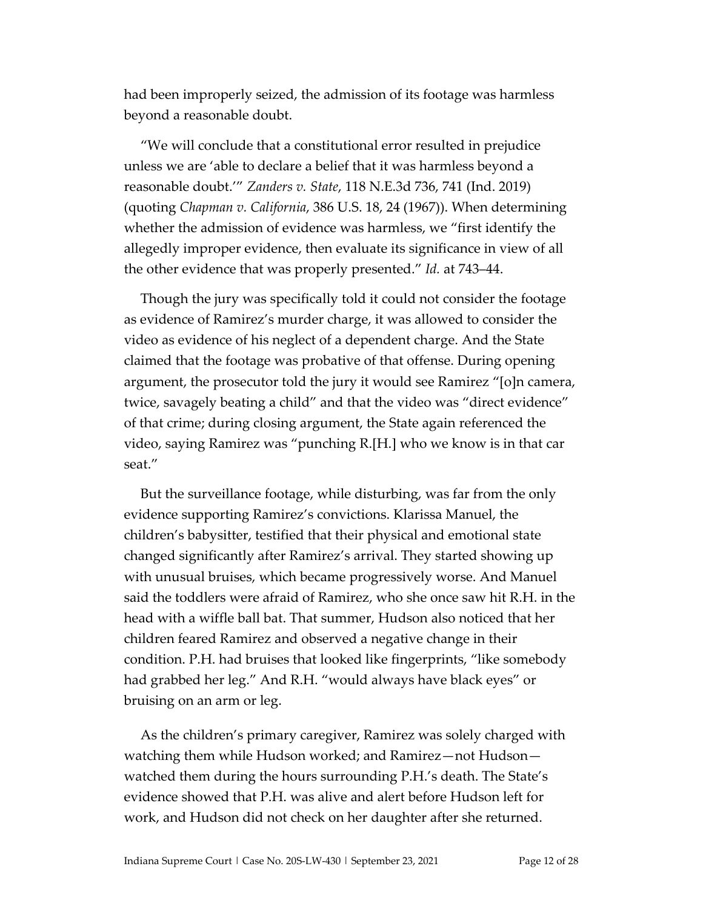had been improperly seized, the admission of its footage was harmless beyond a reasonable doubt.

"We will conclude that a constitutional error resulted in prejudice unless we are 'able to declare a belief that it was harmless beyond a reasonable doubt.'" *Zanders v. State*, 118 N.E.3d 736, 741 (Ind. 2019) (quoting *Chapman v. California*, 386 U.S. 18, 24 (1967)). When determining whether the admission of evidence was harmless, we "first identify the allegedly improper evidence, then evaluate its significance in view of all the other evidence that was properly presented." *Id.* at 743–44.

Though the jury was specifically told it could not consider the footage as evidence of Ramirez's murder charge, it was allowed to consider the video as evidence of his neglect of a dependent charge. And the State claimed that the footage was probative of that offense. During opening argument, the prosecutor told the jury it would see Ramirez "[o]n camera, twice, savagely beating a child" and that the video was "direct evidence" of that crime; during closing argument, the State again referenced the video, saying Ramirez was "punching R.[H.] who we know is in that car seat."

But the surveillance footage, while disturbing, was far from the only evidence supporting Ramirez's convictions. Klarissa Manuel, the children's babysitter, testified that their physical and emotional state changed significantly after Ramirez's arrival. They started showing up with unusual bruises, which became progressively worse. And Manuel said the toddlers were afraid of Ramirez, who she once saw hit R.H. in the head with a wiffle ball bat. That summer, Hudson also noticed that her children feared Ramirez and observed a negative change in their condition. P.H. had bruises that looked like fingerprints, "like somebody had grabbed her leg." And R.H. "would always have black eyes" or bruising on an arm or leg.

As the children's primary caregiver, Ramirez was solely charged with watching them while Hudson worked; and Ramirez—not Hudson—watched them during the hours surrounding P.H.'s death. The State's evidence showed that P.H. was alive and alert before Hudson left for work, and Hudson did not check on her daughter after she returned.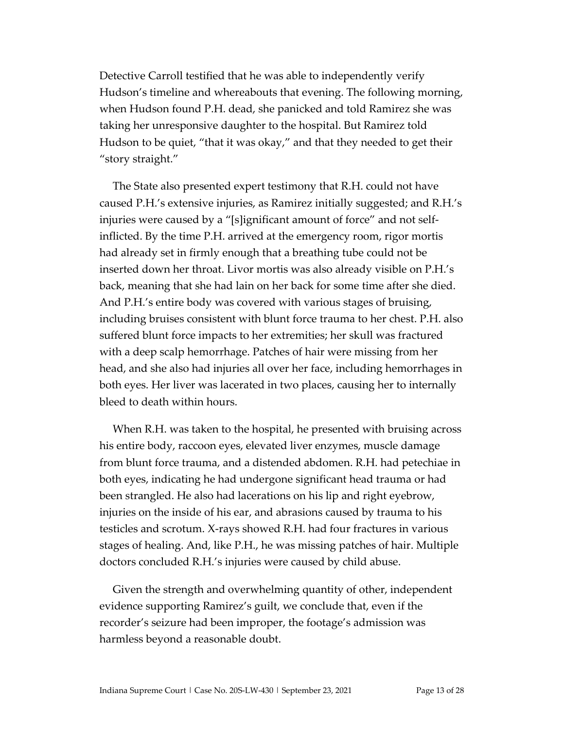Detective Carroll testified that he was able to independently verify Hudson's timeline and whereabouts that evening. The following morning, when Hudson found P.H. dead, she panicked and told Ramirez she was taking her unresponsive daughter to the hospital. But Ramirez told Hudson to be quiet, "that it was okay," and that they needed to get their "story straight."

The State also presented expert testimony that R.H. could not have caused P.H.'s extensive injuries, as Ramirez initially suggested; and R.H.'s injuries were caused by a "[s]ignificant amount of force" and not self-inflicted. By the time P.H. arrived at the emergency room, rigor mortis had already set in firmly enough that a breathing tube could not be inserted down her throat. Livor mortis was also already visible on P.H.'s back, meaning that she had lain on her back for some time after she died. And P.H.'s entire body was covered with various stages of bruising, including bruises consistent with blunt force trauma to her chest. P.H. also suffered blunt force impacts to her extremities; her skull was fractured with a deep scalp hemorrhage. Patches of hair were missing from her head, and she also had injuries all over her face, including hemorrhages in both eyes. Her liver was lacerated in two places, causing her to internally bleed to death within hours.

When R.H. was taken to the hospital, he presented with bruising across his entire body, raccoon eyes, elevated liver enzymes, muscle damage from blunt force trauma, and a distended abdomen. R.H. had petechiae in both eyes, indicating he had undergone significant head trauma or had been strangled. He also had lacerations on his lip and right eyebrow, injuries on the inside of his ear, and abrasions caused by trauma to his testicles and scrotum. X-rays showed R.H. had four fractures in various stages of healing. And, like P.H., he was missing patches of hair. Multiple doctors concluded R.H.'s injuries were caused by child abuse.

Given the strength and overwhelming quantity of other, independent evidence supporting Ramirez's guilt, we conclude that, even if the recorder's seizure had been improper, the footage's admission was harmless beyond a reasonable doubt.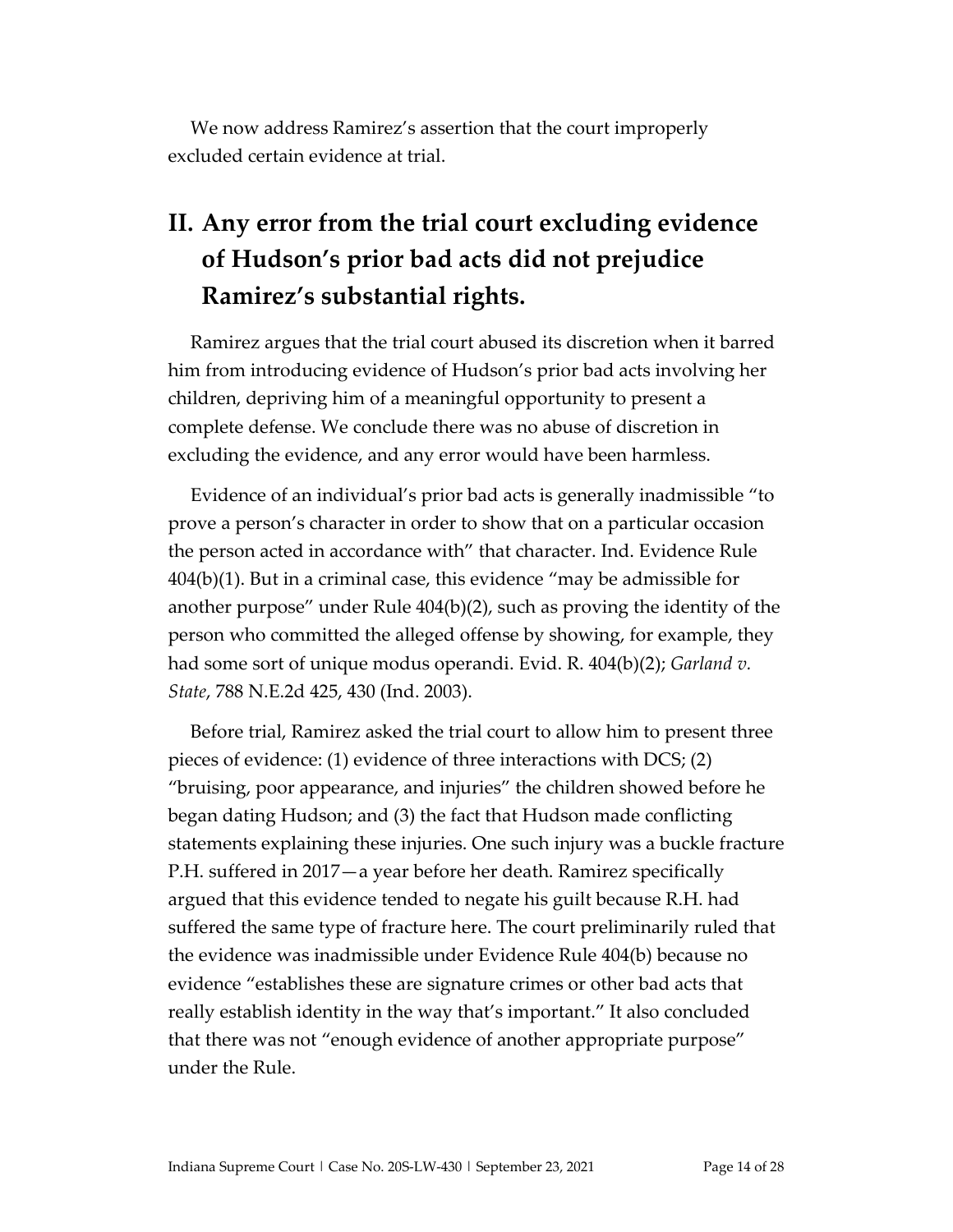We now address Ramirez's assertion that the court improperly excluded certain evidence at trial.

## II. Any error from the trial court excluding evidence of Hudson's prior bad acts did not prejudice Ramirez's substantial rights.

Ramirez argues that the trial court abused its discretion when it barred him from introducing evidence of Hudson's prior bad acts involving her children, depriving him of a meaningful opportunity to present a complete defense. We conclude there was no abuse of discretion in excluding the evidence, and any error would have been harmless.

Evidence of an individual's prior bad acts is generally inadmissible "to prove a person's character in order to show that on a particular occasion the person acted in accordance with" that character. Ind. Evidence Rule 404(b)(1). But in a criminal case, this evidence "may be admissible for another purpose" under Rule 404(b)(2), such as proving the identity of the person who committed the alleged offense by showing, for example, they had some sort of unique modus operandi. Evid. R. 404(b)(2); *Garland v. State*, 788 N.E.2d 425, 430 (Ind. 2003).

Before trial, Ramirez asked the trial court to allow him to present three pieces of evidence: (1) evidence of three interactions with DCS; (2) "bruising, poor appearance, and injuries" the children showed before he began dating Hudson; and (3) the fact that Hudson made conflicting statements explaining these injuries. One such injury was a buckle fracture P.H. suffered in 2017—a year before her death. Ramirez specifically argued that this evidence tended to negate his guilt because R.H. had suffered the same type of fracture here. The court preliminarily ruled that the evidence was inadmissible under Evidence Rule 404(b) because no evidence "establishes these are signature crimes or other bad acts that really establish identity in the way that's important." It also concluded that there was not "enough evidence of another appropriate purpose" under the Rule.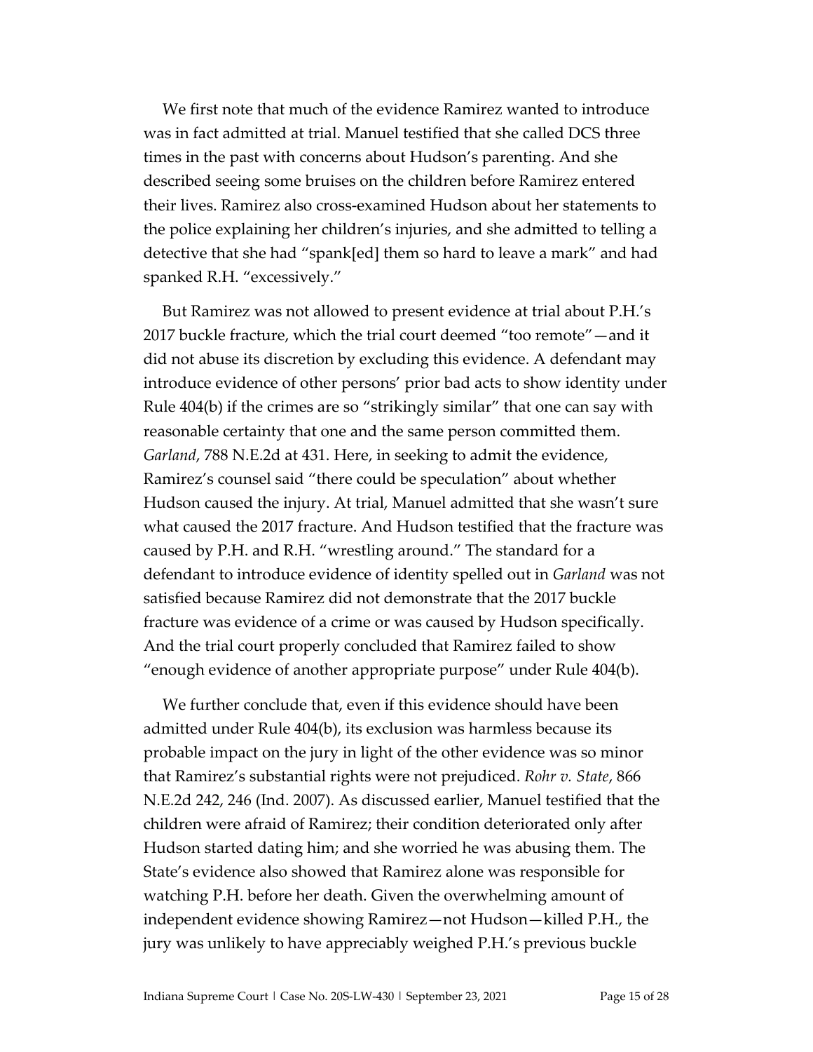We first note that much of the evidence Ramirez wanted to introduce was in fact admitted at trial. Manuel testified that she called DCS three times in the past with concerns about Hudson's parenting. And she described seeing some bruises on the children before Ramirez entered their lives. Ramirez also cross-examined Hudson about her statements to the police explaining her children's injuries, and she admitted to telling a detective that she had "spank[ed] them so hard to leave a mark" and had spanked R.H. "excessively."

But Ramirez was not allowed to present evidence at trial about P.H.'s 2017 buckle fracture, which the trial court deemed "too remote"—and it did not abuse its discretion by excluding this evidence. A defendant may introduce evidence of other persons' prior bad acts to show identity under Rule 404(b) if the crimes are so "strikingly similar" that one can say with reasonable certainty that one and the same person committed them. *Garland*, 788 N.E.2d at 431. Here, in seeking to admit the evidence, Ramirez's counsel said "there could be speculation" about whether Hudson caused the injury. At trial, Manuel admitted that she wasn't sure what caused the 2017 fracture. And Hudson testified that the fracture was caused by P.H. and R.H. "wrestling around." The standard for a defendant to introduce evidence of identity spelled out in *Garland* was not satisfied because Ramirez did not demonstrate that the 2017 buckle fracture was evidence of a crime or was caused by Hudson specifically. And the trial court properly concluded that Ramirez failed to show "enough evidence of another appropriate purpose" under Rule 404(b).

We further conclude that, even if this evidence should have been admitted under Rule 404(b), its exclusion was harmless because its probable impact on the jury in light of the other evidence was so minor that Ramirez's substantial rights were not prejudiced. *Rohr v. State*, 866 N.E.2d 242, 246 (Ind. 2007). As discussed earlier, Manuel testified that the children were afraid of Ramirez; their condition deteriorated only after Hudson started dating him; and she worried he was abusing them. The State's evidence also showed that Ramirez alone was responsible for watching P.H. before her death. Given the overwhelming amount of independent evidence showing Ramirez—not Hudson—killed P.H., the jury was unlikely to have appreciably weighed P.H.'s previous buckle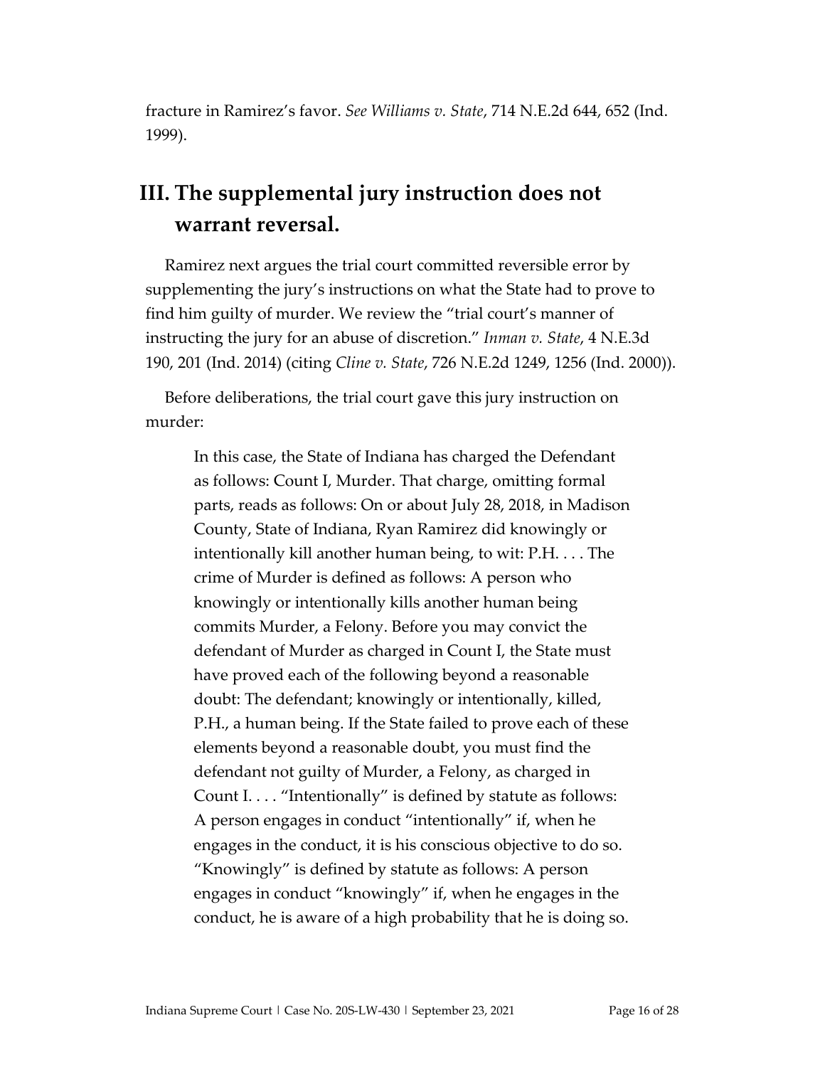fracture in Ramirez's favor. *See Williams v. State*, 714 N.E.2d 644, 652 (Ind. 1999).

## III. The supplemental jury instruction does not warrant reversal.

Ramirez next argues the trial court committed reversible error by supplementing the jury's instructions on what the State had to prove to find him guilty of murder. We review the "trial court's manner of instructing the jury for an abuse of discretion." *Inman v. State*, 4 N.E.3d 190, 201 (Ind. 2014) (citing *Cline v. State*, 726 N.E.2d 1249, 1256 (Ind. 2000)).

Before deliberations, the trial court gave this jury instruction on murder:

> In this case, the State of Indiana has charged the Defendant as follows: Count I, Murder. That charge, omitting formal parts, reads as follows: On or about July 28, 2018, in Madison County, State of Indiana, Ryan Ramirez did knowingly or intentionally kill another human being, to wit: P.H. . . . The crime of Murder is defined as follows: A person who knowingly or intentionally kills another human being commits Murder, a Felony. Before you may convict the defendant of Murder as charged in Count I, the State must have proved each of the following beyond a reasonable doubt: The defendant; knowingly or intentionally, killed, P.H., a human being. If the State failed to prove each of these elements beyond a reasonable doubt, you must find the defendant not guilty of Murder, a Felony, as charged in Count I. . . . "Intentionally" is defined by statute as follows: A person engages in conduct "intentionally" if, when he engages in the conduct, it is his conscious objective to do so. "Knowingly" is defined by statute as follows: A person engages in conduct "knowingly" if, when he engages in the conduct, he is aware of a high probability that he is doing so.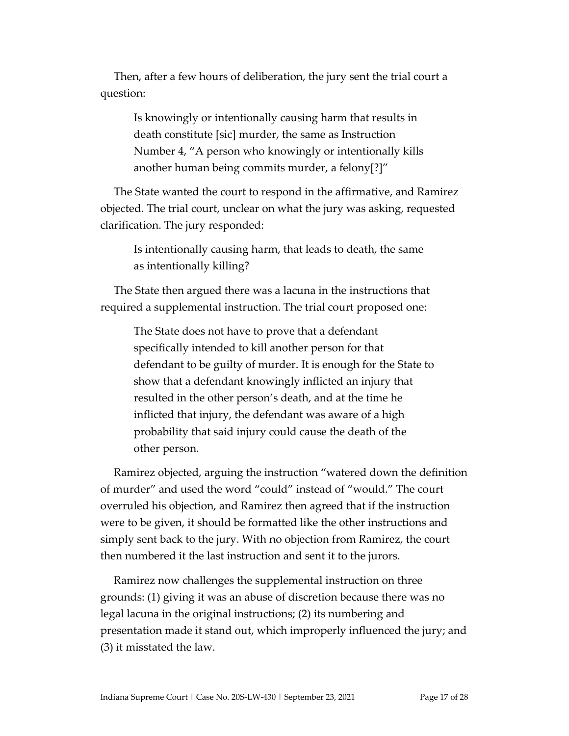Then, after a few hours of deliberation, the jury sent the trial court a question:

> Is knowingly or intentionally causing harm that results in death constitute [sic] murder, the same as Instruction Number 4, "A person who knowingly or intentionally kills another human being commits murder, a felony[?]"

The State wanted the court to respond in the affirmative, and Ramirez objected. The trial court, unclear on what the jury was asking, requested clarification. The jury responded:

> Is intentionally causing harm, that leads to death, the same as intentionally killing?

The State then argued there was a lacuna in the instructions that required a supplemental instruction. The trial court proposed one:

> The State does not have to prove that a defendant specifically intended to kill another person for that defendant to be guilty of murder. It is enough for the State to show that a defendant knowingly inflicted an injury that resulted in the other person's death, and at the time he inflicted that injury, the defendant was aware of a high probability that said injury could cause the death of the other person.

Ramirez objected, arguing the instruction "watered down the definition of murder" and used the word "could" instead of "would." The court overruled his objection, and Ramirez then agreed that if the instruction were to be given, it should be formatted like the other instructions and simply sent back to the jury. With no objection from Ramirez, the court then numbered it the last instruction and sent it to the jurors.

Ramirez now challenges the supplemental instruction on three grounds: (1) giving it was an abuse of discretion because there was no legal lacuna in the original instructions; (2) its numbering and presentation made it stand out, which improperly influenced the jury; and (3) it misstated the law.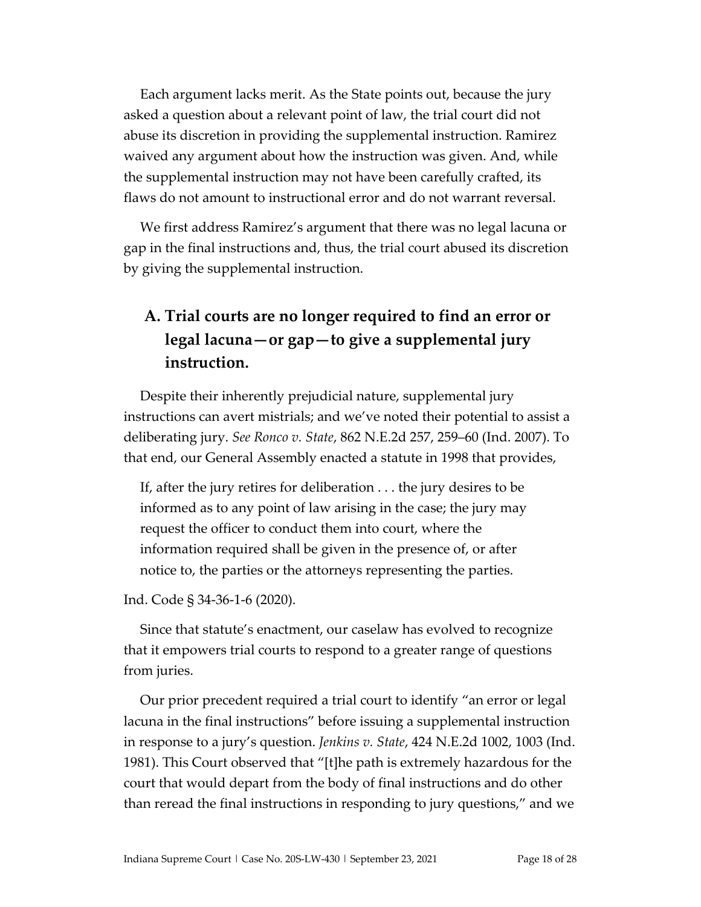Each argument lacks merit. As the State points out, because the jury asked a question about a relevant point of law, the trial court did not abuse its discretion in providing the supplemental instruction. Ramirez waived any argument about how the instruction was given. And, while the supplemental instruction may not have been carefully crafted, its flaws do not amount to instructional error and do not warrant reversal.

We first address Ramirez's argument that there was no legal lacuna or gap in the final instructions and, thus, the trial court abused its discretion by giving the supplemental instruction.

### A. Trial courts are no longer required to find an error or legal lacuna—or gap—to give a supplemental jury instruction.

Despite their inherently prejudicial nature, supplemental jury instructions can avert mistrials; and we've noted their potential to assist a deliberating jury. *See Ronco v. State*, 862 N.E.2d 257, 259–60 (Ind. 2007). To that end, our General Assembly enacted a statute in 1998 that provides,

> If, after the jury retires for deliberation . . . the jury desires to be informed as to any point of law arising in the case; the jury may request the officer to conduct them into court, where the information required shall be given in the presence of, or after notice to, the parties or the attorneys representing the parties.

Ind. Code § 34-36-1-6 (2020).

Since that statute's enactment, our caselaw has evolved to recognize that it empowers trial courts to respond to a greater range of questions from juries.

Our prior precedent required a trial court to identify "an error or legal lacuna in the final instructions" before issuing a supplemental instruction in response to a jury's question. *Jenkins v. State*, 424 N.E.2d 1002, 1003 (Ind. 1981). This Court observed that "[t]he path is extremely hazardous for the court that would depart from the body of final instructions and do other than reread the final instructions in responding to jury questions," and we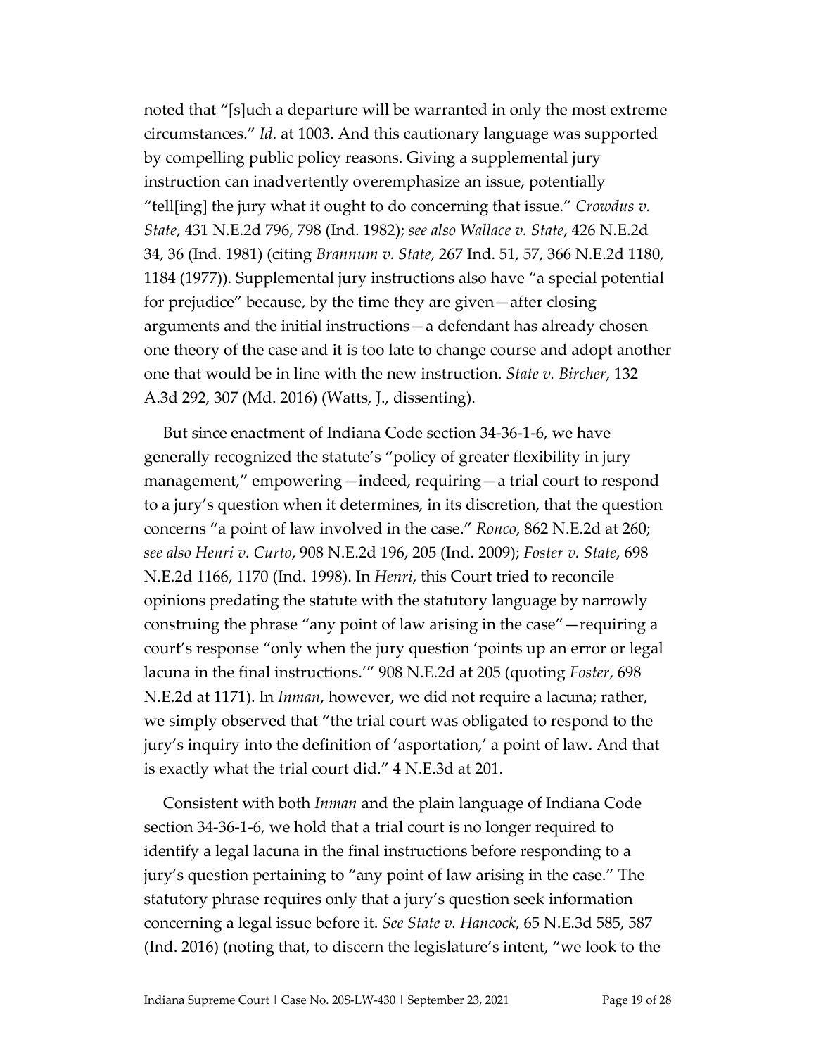noted that "[s]uch a departure will be warranted in only the most extreme circumstances." *Id*. at 1003. And this cautionary language was supported by compelling public policy reasons. Giving a supplemental jury instruction can inadvertently overemphasize an issue, potentially "tell[ing] the jury what it ought to do concerning that issue." *Crowdus v. State*, 431 N.E.2d 796, 798 (Ind. 1982); *see also Wallace v. State*, 426 N.E.2d 34, 36 (Ind. 1981) (citing *Brannum v. State*, 267 Ind. 51, 57, 366 N.E.2d 1180, 1184 (1977)). Supplemental jury instructions also have "a special potential for prejudice" because, by the time they are given—after closing arguments and the initial instructions—a defendant has already chosen one theory of the case and it is too late to change course and adopt another one that would be in line with the new instruction. *State v. Bircher*, 132 A.3d 292, 307 (Md. 2016) (Watts, J., dissenting).

But since enactment of Indiana Code section 34-36-1-6, we have generally recognized the statute's "policy of greater flexibility in jury management," empowering—indeed, requiring—a trial court to respond to a jury's question when it determines, in its discretion, that the question concerns "a point of law involved in the case." *Ronco*, 862 N.E.2d at 260; *see also Henri v. Curto*, 908 N.E.2d 196, 205 (Ind. 2009); *Foster v. State*, 698 N.E.2d 1166, 1170 (Ind. 1998). In *Henri*, this Court tried to reconcile opinions predating the statute with the statutory language by narrowly construing the phrase "any point of law arising in the case"—requiring a court's response "only when the jury question 'points up an error or legal lacuna in the final instructions.'" 908 N.E.2d at 205 (quoting *Foster*, 698 N.E.2d at 1171). In *Inman*, however, we did not require a lacuna; rather, we simply observed that "the trial court was obligated to respond to the jury's inquiry into the definition of 'asportation,' a point of law. And that is exactly what the trial court did." 4 N.E.3d at 201.

Consistent with both *Inman* and the plain language of Indiana Code section 34-36-1-6, we hold that a trial court is no longer required to identify a legal lacuna in the final instructions before responding to a jury's question pertaining to "any point of law arising in the case." The statutory phrase requires only that a jury's question seek information concerning a legal issue before it. *See State v. Hancock*, 65 N.E.3d 585, 587 (Ind. 2016) (noting that, to discern the legislature's intent, "we look to the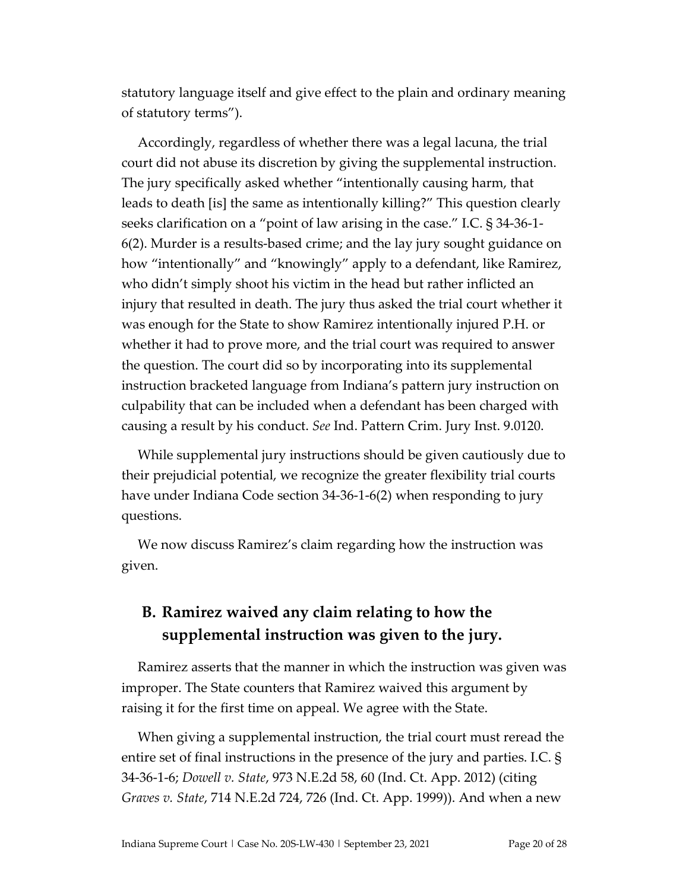statutory language itself and give effect to the plain and ordinary meaning of statutory terms").

Accordingly, regardless of whether there was a legal lacuna, the trial court did not abuse its discretion by giving the supplemental instruction. The jury specifically asked whether "intentionally causing harm, that leads to death [is] the same as intentionally killing?" This question clearly seeks clarification on a "point of law arising in the case." I.C. § 34-36-1-6(2). Murder is a results-based crime; and the lay jury sought guidance on how "intentionally" and "knowingly" apply to a defendant, like Ramirez, who didn't simply shoot his victim in the head but rather inflicted an injury that resulted in death. The jury thus asked the trial court whether it was enough for the State to show Ramirez intentionally injured P.H. or whether it had to prove more, and the trial court was required to answer the question. The court did so by incorporating into its supplemental instruction bracketed language from Indiana's pattern jury instruction on culpability that can be included when a defendant has been charged with causing a result by his conduct. *See* Ind. Pattern Crim. Jury Inst. 9.0120.

While supplemental jury instructions should be given cautiously due to their prejudicial potential, we recognize the greater flexibility trial courts have under Indiana Code section 34-36-1-6(2) when responding to jury questions.

We now discuss Ramirez's claim regarding how the instruction was given.

## B. Ramirez waived any claim relating to how the supplemental instruction was given to the jury.

Ramirez asserts that the manner in which the instruction was given was improper. The State counters that Ramirez waived this argument by raising it for the first time on appeal. We agree with the State.

When giving a supplemental instruction, the trial court must reread the entire set of final instructions in the presence of the jury and parties. I.C. § 34-36-1-6; *Dowell v. State*, 973 N.E.2d 58, 60 (Ind. Ct. App. 2012) (citing *Graves v. State*, 714 N.E.2d 724, 726 (Ind. Ct. App. 1999)). And when a new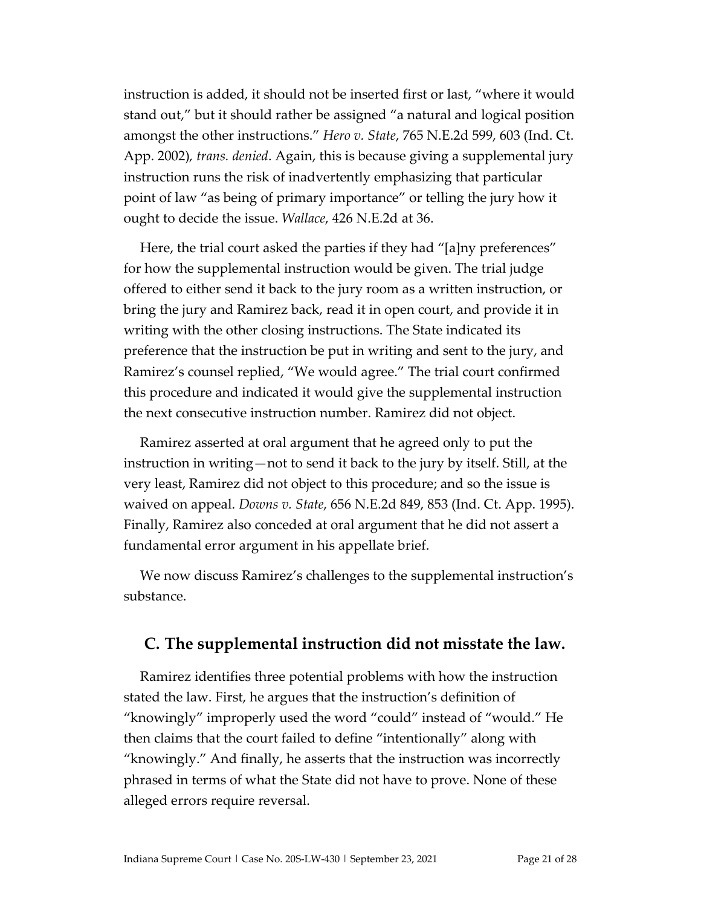instruction is added, it should not be inserted first or last, "where it would stand out," but it should rather be assigned "a natural and logical position amongst the other instructions." *Hero v. State*, 765 N.E.2d 599, 603 (Ind. Ct. App. 2002)*, trans. denied*. Again, this is because giving a supplemental jury instruction runs the risk of inadvertently emphasizing that particular point of law "as being of primary importance" or telling the jury how it ought to decide the issue. *Wallace*, 426 N.E.2d at 36.

Here, the trial court asked the parties if they had "[a]ny preferences" for how the supplemental instruction would be given. The trial judge offered to either send it back to the jury room as a written instruction, or bring the jury and Ramirez back, read it in open court, and provide it in writing with the other closing instructions. The State indicated its preference that the instruction be put in writing and sent to the jury, and Ramirez's counsel replied, "We would agree." The trial court confirmed this procedure and indicated it would give the supplemental instruction the next consecutive instruction number. Ramirez did not object.

Ramirez asserted at oral argument that he agreed only to put the instruction in writing—not to send it back to the jury by itself. Still, at the very least, Ramirez did not object to this procedure; and so the issue is waived on appeal. *Downs v. State*, 656 N.E.2d 849, 853 (Ind. Ct. App. 1995). Finally, Ramirez also conceded at oral argument that he did not assert a fundamental error argument in his appellate brief.

We now discuss Ramirez's challenges to the supplemental instruction's substance.

## C. The supplemental instruction did not misstate the law.

Ramirez identifies three potential problems with how the instruction stated the law. First, he argues that the instruction's definition of "knowingly" improperly used the word "could" instead of "would." He then claims that the court failed to define "intentionally" along with "knowingly." And finally, he asserts that the instruction was incorrectly phrased in terms of what the State did not have to prove. None of these alleged errors require reversal.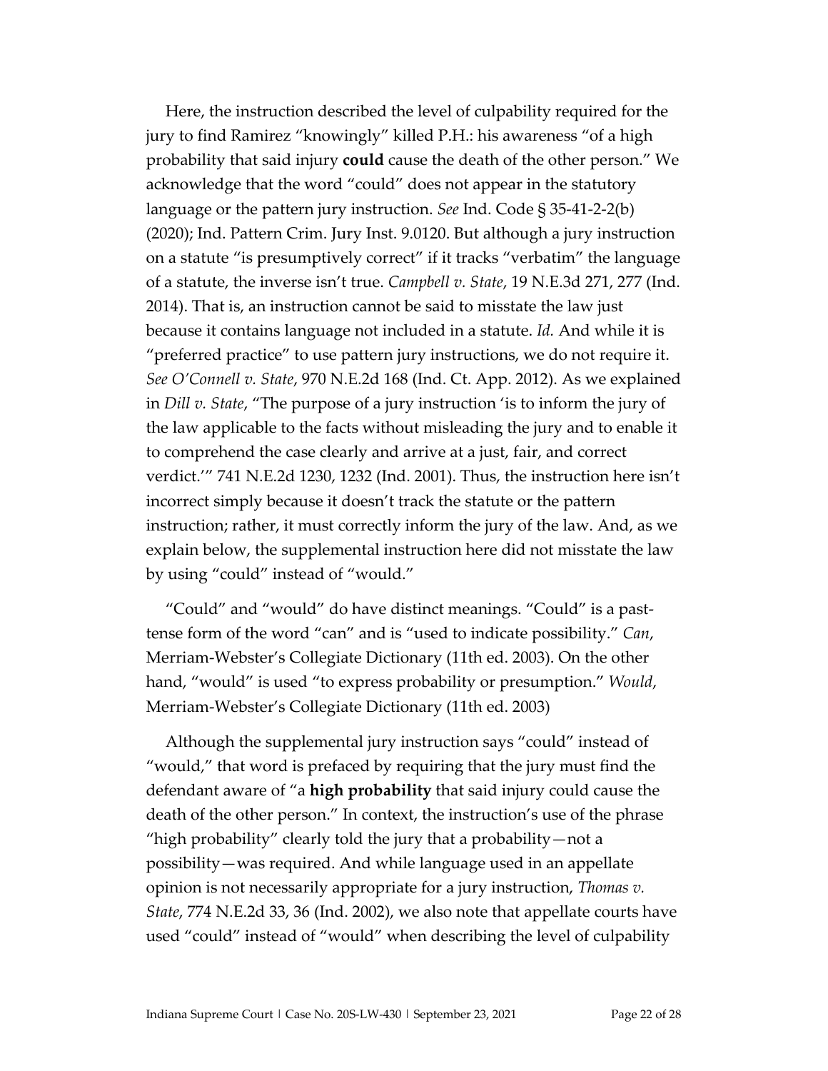Here, the instruction described the level of culpability required for the jury to find Ramirez "knowingly" killed P.H.: his awareness "of a high probability that said injury **could** cause the death of the other person." We acknowledge that the word "could" does not appear in the statutory language or the pattern jury instruction. *See* Ind. Code § 35-41-2-2(b) (2020); Ind. Pattern Crim. Jury Inst. 9.0120. But although a jury instruction on a statute "is presumptively correct" if it tracks "verbatim" the language of a statute, the inverse isn't true. *Campbell v. State*, 19 N.E.3d 271, 277 (Ind. 2014). That is, an instruction cannot be said to misstate the law just because it contains language not included in a statute. *Id.* And while it is "preferred practice" to use pattern jury instructions, we do not require it. *See O'Connell v. State*, 970 N.E.2d 168 (Ind. Ct. App. 2012). As we explained in *Dill v. State*, "The purpose of a jury instruction 'is to inform the jury of the law applicable to the facts without misleading the jury and to enable it to comprehend the case clearly and arrive at a just, fair, and correct verdict.'" 741 N.E.2d 1230, 1232 (Ind. 2001). Thus, the instruction here isn't incorrect simply because it doesn't track the statute or the pattern instruction; rather, it must correctly inform the jury of the law. And, as we explain below, the supplemental instruction here did not misstate the law by using "could" instead of "would."

"Could" and "would" do have distinct meanings. "Could" is a past-tense form of the word "can" and is "used to indicate possibility." *Can*, Merriam-Webster's Collegiate Dictionary (11th ed. 2003). On the other hand, "would" is used "to express probability or presumption." *Would*, Merriam-Webster's Collegiate Dictionary (11th ed. 2003)

Although the supplemental jury instruction says "could" instead of "would," that word is prefaced by requiring that the jury must find the defendant aware of "a **high probability** that said injury could cause the death of the other person." In context, the instruction's use of the phrase "high probability" clearly told the jury that a probability—not a possibility—was required. And while language used in an appellate opinion is not necessarily appropriate for a jury instruction, *Thomas v. State*, 774 N.E.2d 33, 36 (Ind. 2002), we also note that appellate courts have used "could" instead of "would" when describing the level of culpability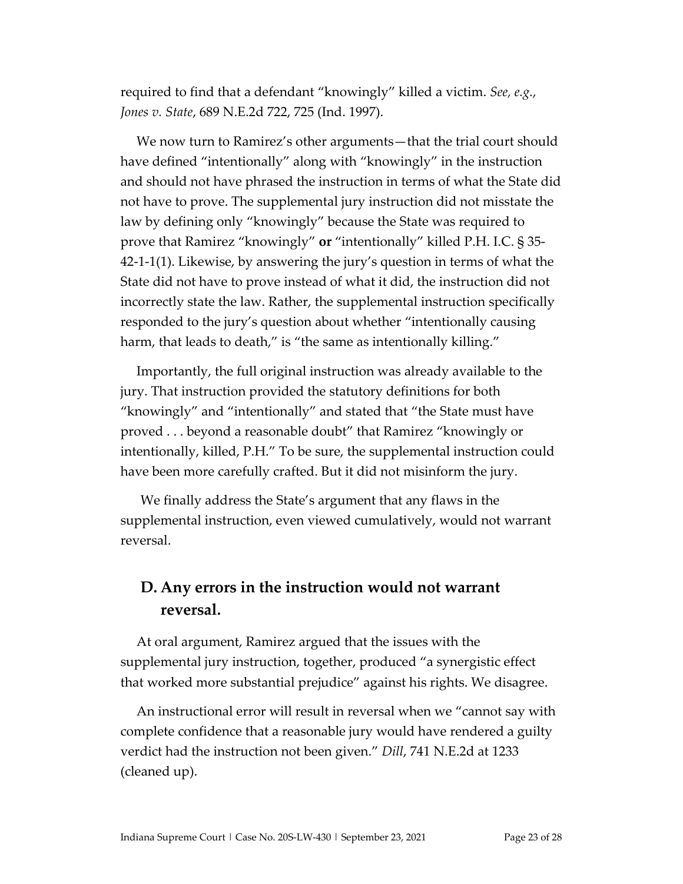required to find that a defendant "knowingly" killed a victim. *See, e.g.*, *Jones v. State*, 689 N.E.2d 722, 725 (Ind. 1997).

We now turn to Ramirez's other arguments—that the trial court should have defined "intentionally" along with "knowingly" in the instruction and should not have phrased the instruction in terms of what the State did not have to prove. The supplemental jury instruction did not misstate the law by defining only "knowingly" because the State was required to prove that Ramirez "knowingly" **or** "intentionally" killed P.H. I.C. § 35-42-1-1(1). Likewise, by answering the jury's question in terms of what the State did not have to prove instead of what it did, the instruction did not incorrectly state the law. Rather, the supplemental instruction specifically responded to the jury's question about whether "intentionally causing harm, that leads to death," is "the same as intentionally killing."

Importantly, the full original instruction was already available to the jury. That instruction provided the statutory definitions for both "knowingly" and "intentionally" and stated that "the State must have proved . . . beyond a reasonable doubt" that Ramirez "knowingly or intentionally, killed, P.H." To be sure, the supplemental instruction could have been more carefully crafted. But it did not misinform the jury.

We finally address the State's argument that any flaws in the supplemental instruction, even viewed cumulatively, would not warrant reversal.

## D. Any errors in the instruction would not warrant reversal.

At oral argument, Ramirez argued that the issues with the supplemental jury instruction, together, produced "a synergistic effect that worked more substantial prejudice" against his rights. We disagree.

An instructional error will result in reversal when we "cannot say with complete confidence that a reasonable jury would have rendered a guilty verdict had the instruction not been given." *Dill*, 741 N.E.2d at 1233 (cleaned up).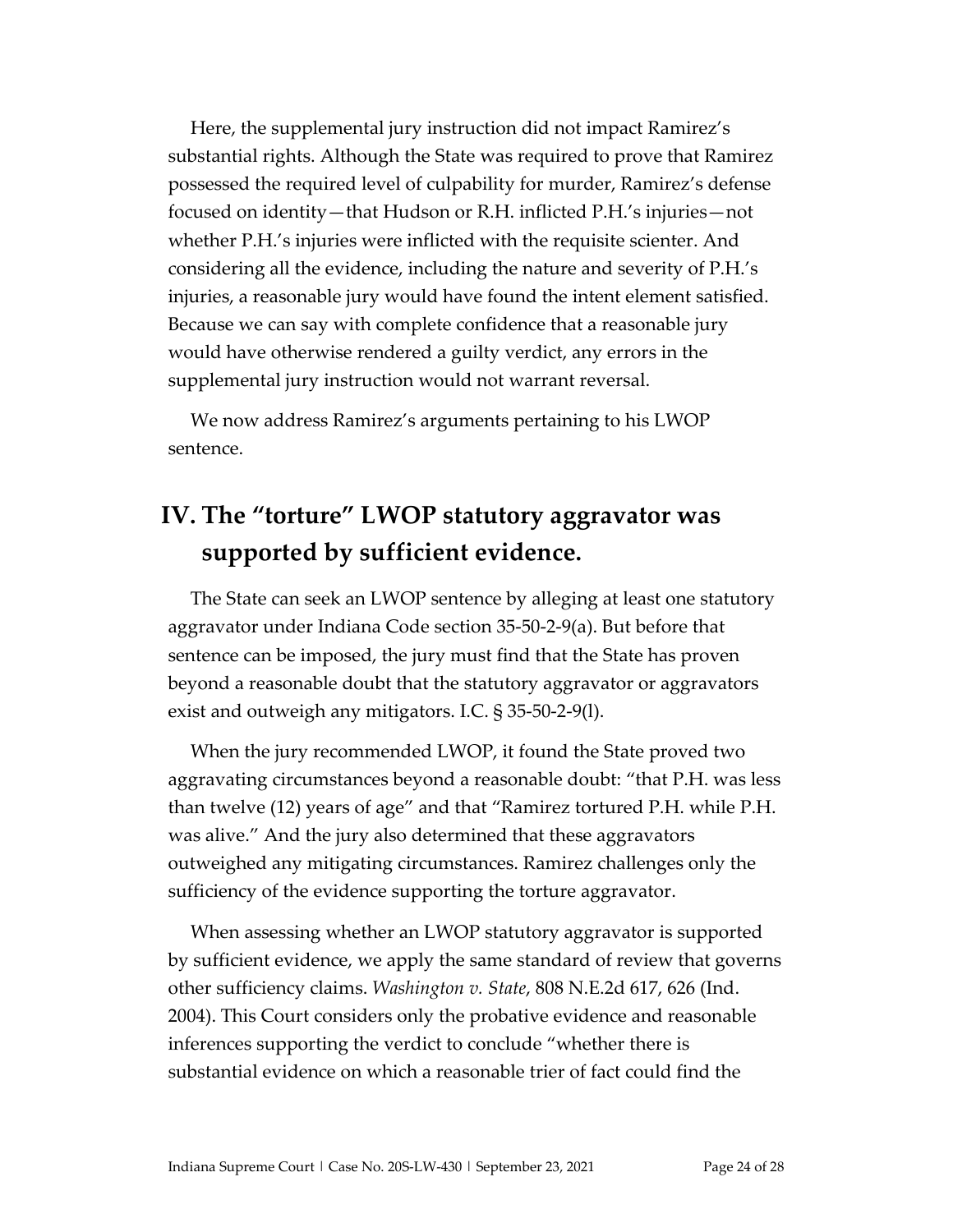Here, the supplemental jury instruction did not impact Ramirez's substantial rights. Although the State was required to prove that Ramirez possessed the required level of culpability for murder, Ramirez's defense focused on identity—that Hudson or R.H. inflicted P.H.'s injuries—not whether P.H.'s injuries were inflicted with the requisite scienter. And considering all the evidence, including the nature and severity of P.H.'s injuries, a reasonable jury would have found the intent element satisfied. Because we can say with complete confidence that a reasonable jury would have otherwise rendered a guilty verdict, any errors in the supplemental jury instruction would not warrant reversal.

We now address Ramirez's arguments pertaining to his LWOP sentence.

## IV. The "torture" LWOP statutory aggravator was supported by sufficient evidence.

The State can seek an LWOP sentence by alleging at least one statutory aggravator under Indiana Code section 35-50-2-9(a). But before that sentence can be imposed, the jury must find that the State has proven beyond a reasonable doubt that the statutory aggravator or aggravators exist and outweigh any mitigators. I.C. § 35-50-2-9(l).

When the jury recommended LWOP, it found the State proved two aggravating circumstances beyond a reasonable doubt: "that P.H. was less than twelve (12) years of age" and that "Ramirez tortured P.H. while P.H. was alive." And the jury also determined that these aggravators outweighed any mitigating circumstances. Ramirez challenges only the sufficiency of the evidence supporting the torture aggravator.

When assessing whether an LWOP statutory aggravator is supported by sufficient evidence, we apply the same standard of review that governs other sufficiency claims. *Washington v. State*, 808 N.E.2d 617, 626 (Ind. 2004). This Court considers only the probative evidence and reasonable inferences supporting the verdict to conclude "whether there is substantial evidence on which a reasonable trier of fact could find the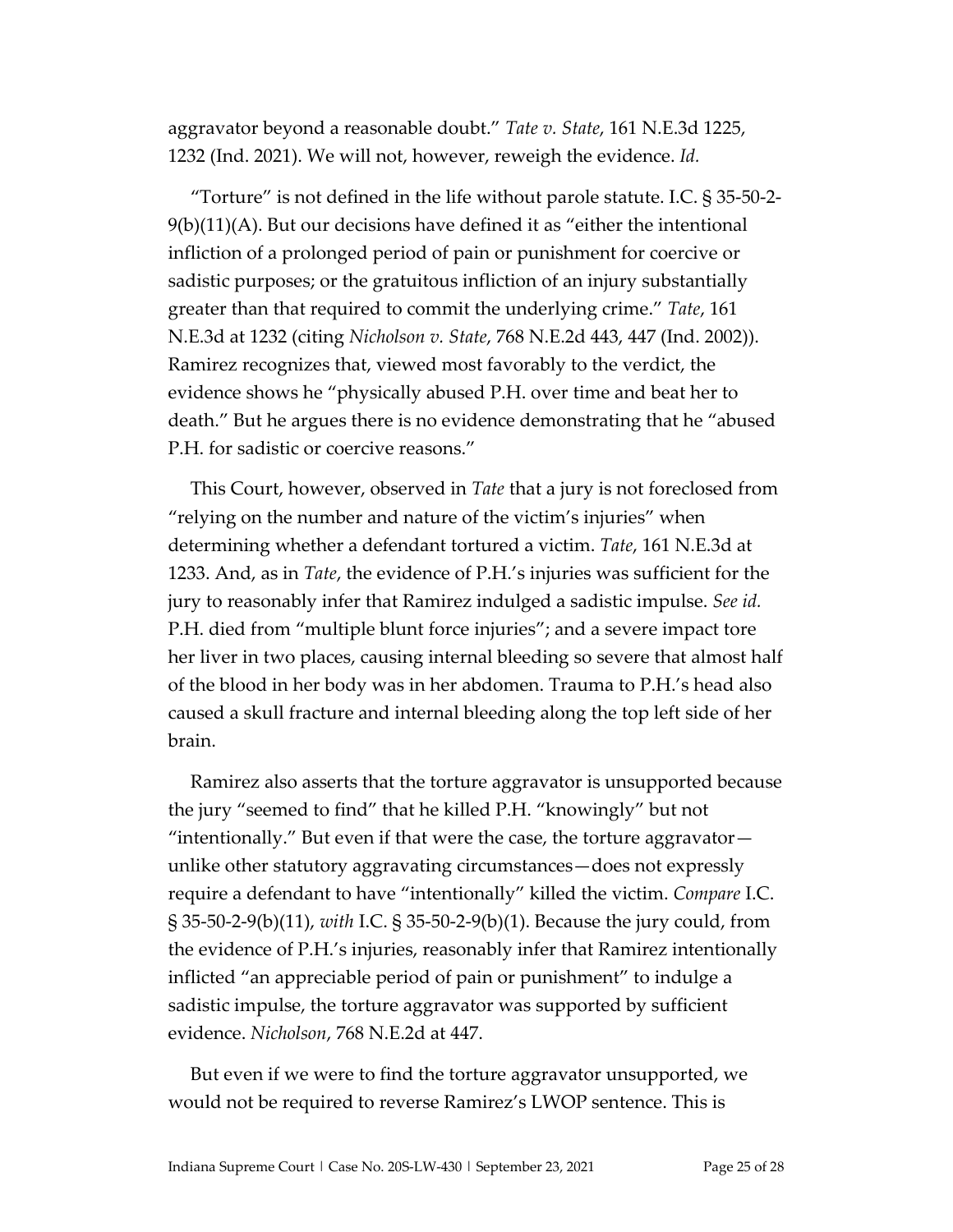aggravator beyond a reasonable doubt." *Tate v. State*, 161 N.E.3d 1225, 1232 (Ind. 2021). We will not, however, reweigh the evidence. *Id.*

"Torture" is not defined in the life without parole statute. I.C. § 35-50-2-9(b)(11)(A). But our decisions have defined it as "either the intentional infliction of a prolonged period of pain or punishment for coercive or sadistic purposes; or the gratuitous infliction of an injury substantially greater than that required to commit the underlying crime." *Tate*, 161 N.E.3d at 1232 (citing *Nicholson v. State*, 768 N.E.2d 443, 447 (Ind. 2002)). Ramirez recognizes that, viewed most favorably to the verdict, the evidence shows he "physically abused P.H. over time and beat her to death." But he argues there is no evidence demonstrating that he "abused P.H. for sadistic or coercive reasons."

This Court, however, observed in *Tate* that a jury is not foreclosed from "relying on the number and nature of the victim's injuries" when determining whether a defendant tortured a victim. *Tate*, 161 N.E.3d at 1233. And, as in *Tate*, the evidence of P.H.'s injuries was sufficient for the jury to reasonably infer that Ramirez indulged a sadistic impulse. *See id.* P.H. died from "multiple blunt force injuries"; and a severe impact tore her liver in two places, causing internal bleeding so severe that almost half of the blood in her body was in her abdomen. Trauma to P.H.'s head also caused a skull fracture and internal bleeding along the top left side of her brain.

Ramirez also asserts that the torture aggravator is unsupported because the jury "seemed to find" that he killed P.H. "knowingly" but not "intentionally." But even if that were the case, the torture aggravator—unlike other statutory aggravating circumstances—does not expressly require a defendant to have "intentionally" killed the victim. *Compare* I.C. § 35-50-2-9(b)(11), *with* I.C. § 35-50-2-9(b)(1). Because the jury could, from the evidence of P.H.'s injuries, reasonably infer that Ramirez intentionally inflicted "an appreciable period of pain or punishment" to indulge a sadistic impulse, the torture aggravator was supported by sufficient evidence. *Nicholson*, 768 N.E.2d at 447.

But even if we were to find the torture aggravator unsupported, we would not be required to reverse Ramirez's LWOP sentence. This is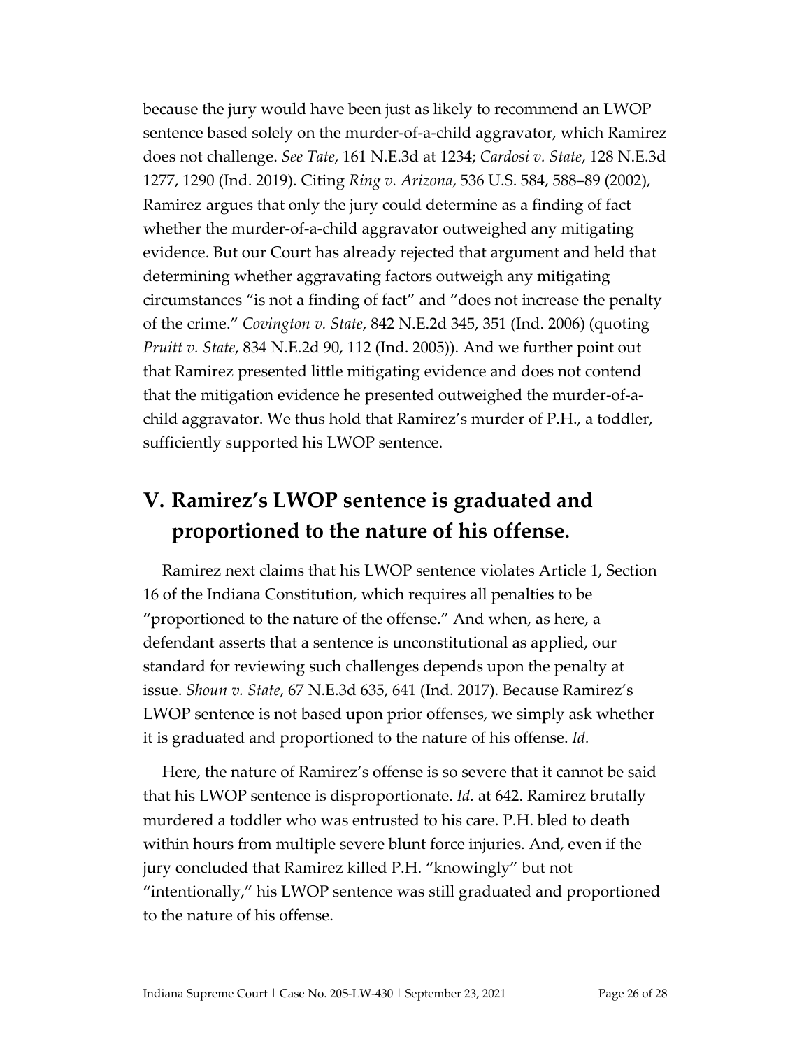because the jury would have been just as likely to recommend an LWOP sentence based solely on the murder-of-a-child aggravator, which Ramirez does not challenge. *See Tate*, 161 N.E.3d at 1234; *Cardosi v. State*, 128 N.E.3d 1277, 1290 (Ind. 2019). Citing *Ring v. Arizona*, 536 U.S. 584, 588–89 (2002), Ramirez argues that only the jury could determine as a finding of fact whether the murder-of-a-child aggravator outweighed any mitigating evidence. But our Court has already rejected that argument and held that determining whether aggravating factors outweigh any mitigating circumstances "is not a finding of fact" and "does not increase the penalty of the crime." *Covington v. State*, 842 N.E.2d 345, 351 (Ind. 2006) (quoting *Pruitt v. State*, 834 N.E.2d 90, 112 (Ind. 2005)). And we further point out that Ramirez presented little mitigating evidence and does not contend that the mitigation evidence he presented outweighed the murder-of-a-child aggravator. We thus hold that Ramirez's murder of P.H., a toddler, sufficiently supported his LWOP sentence.

## V. Ramirez's LWOP sentence is graduated and proportioned to the nature of his offense.

Ramirez next claims that his LWOP sentence violates Article 1, Section 16 of the Indiana Constitution, which requires all penalties to be "proportioned to the nature of the offense." And when, as here, a defendant asserts that a sentence is unconstitutional as applied, our standard for reviewing such challenges depends upon the penalty at issue. *Shoun v. State*, 67 N.E.3d 635, 641 (Ind. 2017). Because Ramirez's LWOP sentence is not based upon prior offenses, we simply ask whether it is graduated and proportioned to the nature of his offense. *Id.*

Here, the nature of Ramirez's offense is so severe that it cannot be said that his LWOP sentence is disproportionate. *Id.* at 642. Ramirez brutally murdered a toddler who was entrusted to his care. P.H. bled to death within hours from multiple severe blunt force injuries. And, even if the jury concluded that Ramirez killed P.H. "knowingly" but not "intentionally," his LWOP sentence was still graduated and proportioned to the nature of his offense.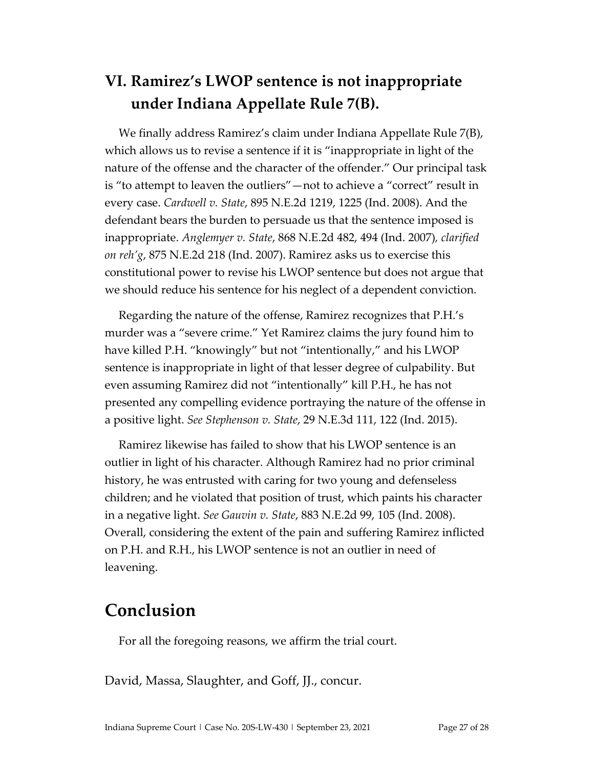## VI. Ramirez's LWOP sentence is not inappropriate under Indiana Appellate Rule 7(B).

We finally address Ramirez's claim under Indiana Appellate Rule 7(B), which allows us to revise a sentence if it is "inappropriate in light of the nature of the offense and the character of the offender." Our principal task is "to attempt to leaven the outliers"—not to achieve a "correct" result in every case. *Cardwell v. State*, 895 N.E.2d 1219, 1225 (Ind. 2008). And the defendant bears the burden to persuade us that the sentence imposed is inappropriate. *Anglemyer v. State*, 868 N.E.2d 482, 494 (Ind. 2007), *clarified on reh'g*, 875 N.E.2d 218 (Ind. 2007). Ramirez asks us to exercise this constitutional power to revise his LWOP sentence but does not argue that we should reduce his sentence for his neglect of a dependent conviction.

Regarding the nature of the offense, Ramirez recognizes that P.H.'s murder was a "severe crime." Yet Ramirez claims the jury found him to have killed P.H. "knowingly" but not "intentionally," and his LWOP sentence is inappropriate in light of that lesser degree of culpability. But even assuming Ramirez did not "intentionally" kill P.H., he has not presented any compelling evidence portraying the nature of the offense in a positive light. *See Stephenson v. State*, 29 N.E.3d 111, 122 (Ind. 2015).

Ramirez likewise has failed to show that his LWOP sentence is an outlier in light of his character. Although Ramirez had no prior criminal history, he was entrusted with caring for two young and defenseless children; and he violated that position of trust, which paints his character in a negative light. *See Gauvin v. State*, 883 N.E.2d 99, 105 (Ind. 2008). Overall, considering the extent of the pain and suffering Ramirez inflicted on P.H. and R.H., his LWOP sentence is not an outlier in need of leavening.

# Conclusion

For all the foregoing reasons, we affirm the trial court.

David, Massa, Slaughter, and Goff, JJ., concur.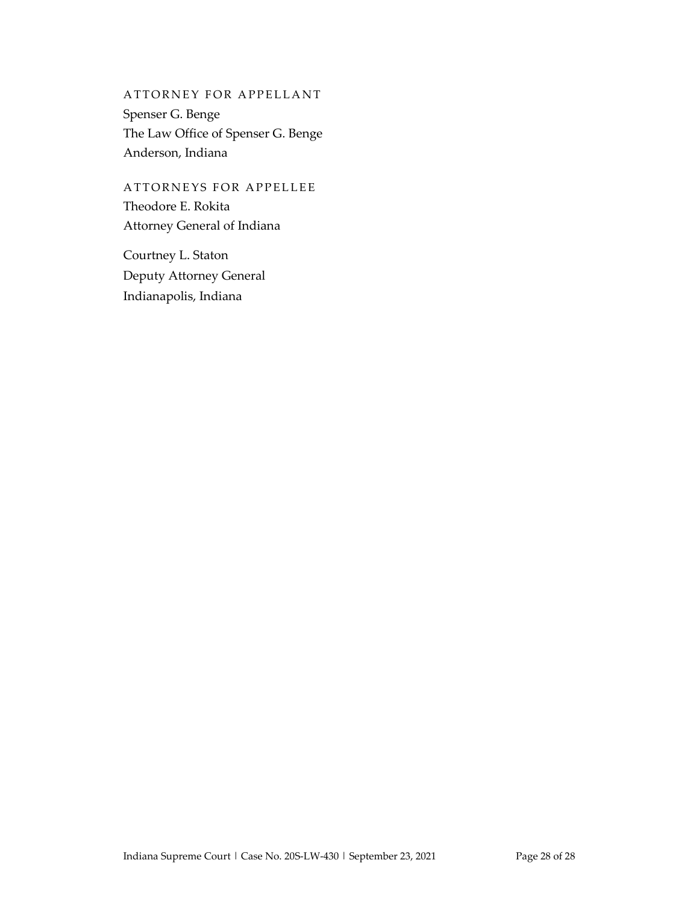ATTORNEY FOR APPELLANT

Spenser G. Benge
The Law Office of Spenser G. Benge
Anderson, Indiana

ATTORNEYS FOR APPELLEE

Theodore E. Rokita
Attorney General of Indiana

Courtney L. Staton
Deputy Attorney General
Indianapolis, Indiana